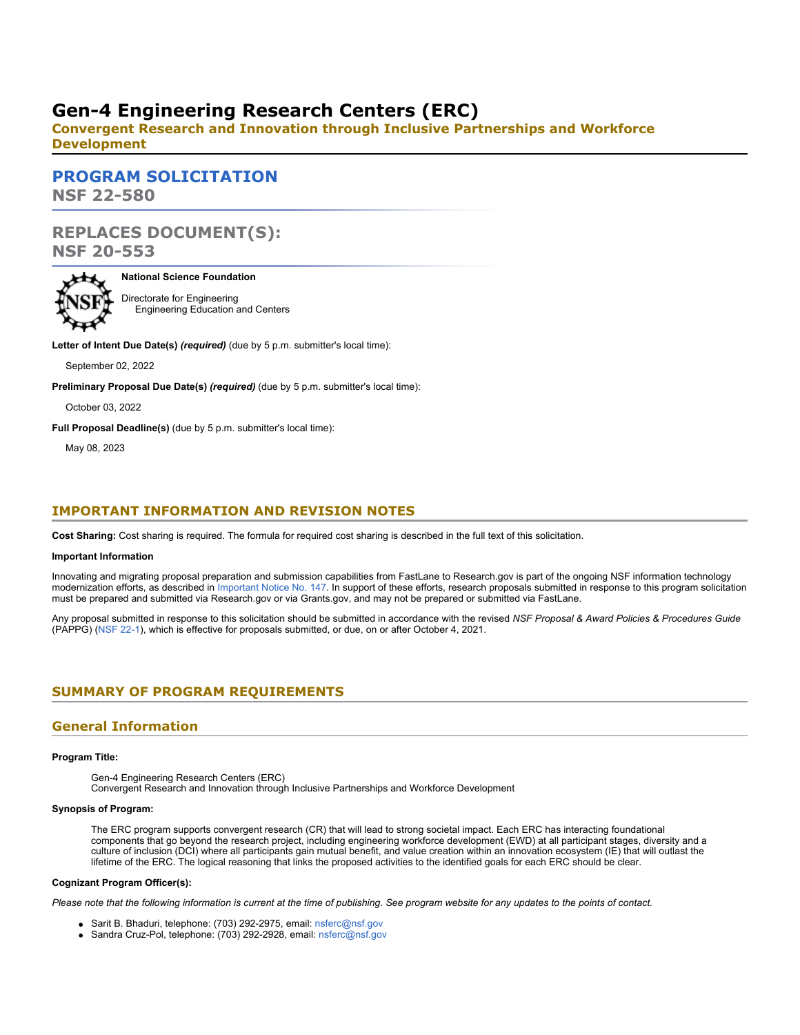# Gen-4 Engineering Research Centers (ERC)

**Convergent Research and Innovation through Inclusive Partnerships and Workforce Development**

## PROGRAM SOLICITATION

**NSF 22-580**

## REPLACES DOCUMENT(S):

**NSF 20-553**

**National Science Foundation**

Directorate for Engineering
    Engineering Education and Centers

**Letter of Intent Due Date(s)** ***(required)*** (due by 5 p.m. submitter's local time):

September 02, 2022

**Preliminary Proposal Due Date(s)** ***(required)*** (due by 5 p.m. submitter's local time):

October 03, 2022

**Full Proposal Deadline(s)** (due by 5 p.m. submitter's local time):

May 08, 2023

## IMPORTANT INFORMATION AND REVISION NOTES

**Cost Sharing:** Cost sharing is required. The formula for required cost sharing is described in the full text of this solicitation.

**Important Information**

Innovating and migrating proposal preparation and submission capabilities from FastLane to Research.gov is part of the ongoing NSF information technology modernization efforts, as described in Important Notice No. 147. In support of these efforts, research proposals submitted in response to this program solicitation must be prepared and submitted via Research.gov or via Grants.gov, and may not be prepared or submitted via FastLane.

Any proposal submitted in response to this solicitation should be submitted in accordance with the revised *NSF Proposal & Award Policies & Procedures Guide* (PAPPG) (NSF 22-1), which is effective for proposals submitted, or due, on or after October 4, 2021.

## SUMMARY OF PROGRAM REQUIREMENTS

### General Information

**Program Title:**

Gen-4 Engineering Research Centers (ERC)
Convergent Research and Innovation through Inclusive Partnerships and Workforce Development

**Synopsis of Program:**

The ERC program supports convergent research (CR) that will lead to strong societal impact. Each ERC has interacting foundational components that go beyond the research project, including engineering workforce development (EWD) at all participant stages, diversity and a culture of inclusion (DCI) where all participants gain mutual benefit, and value creation within an innovation ecosystem (IE) that will outlast the lifetime of the ERC. The logical reasoning that links the proposed activities to the identified goals for each ERC should be clear.

**Cognizant Program Officer(s):**

*Please note that the following information is current at the time of publishing. See program website for any updates to the points of contact.*

- Sarit B. Bhaduri, telephone: (703) 292-2975, email: nsferc@nsf.gov
- Sandra Cruz-Pol, telephone: (703) 292-2928, email: nsferc@nsf.gov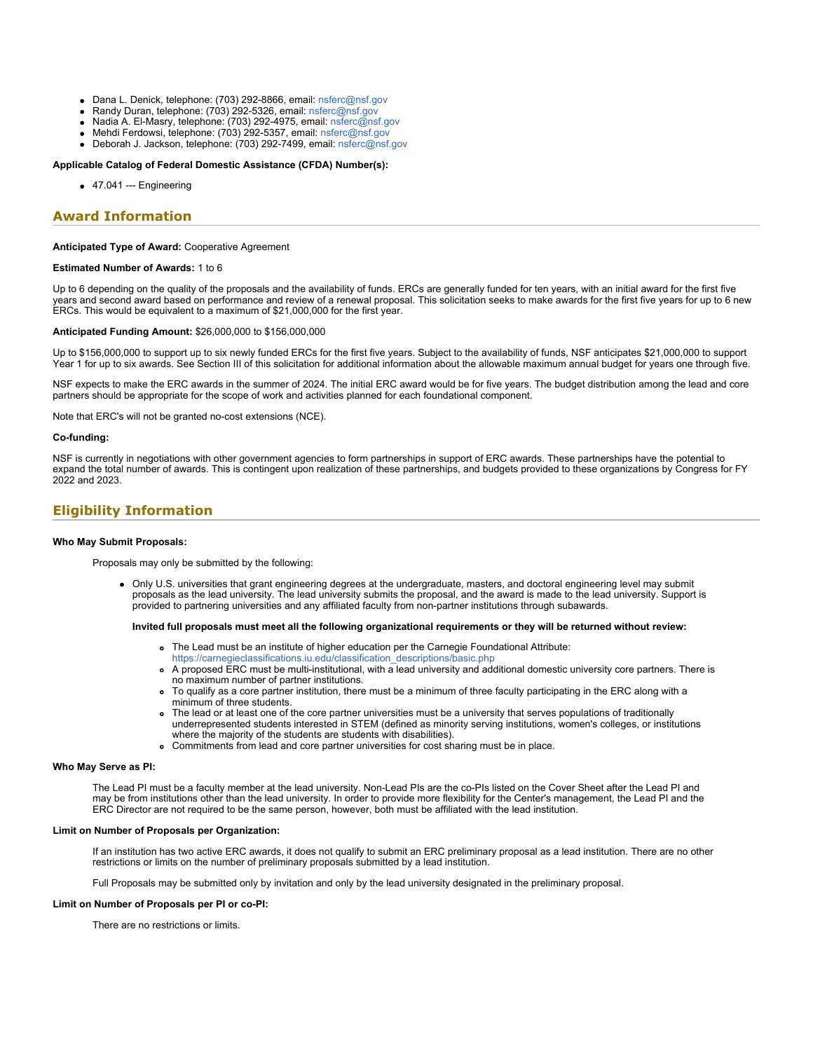- Dana L. Denick, telephone: (703) 292-8866, email: nsferc@nsf.gov
- Randy Duran, telephone: (703) 292-5326, email: nsferc@nsf.gov
- Nadia A. El-Masry, telephone: (703) 292-4975, email: nsferc@nsf.gov
- Mehdi Ferdowsi, telephone: (703) 292-5357, email: nsferc@nsf.gov
- Deborah J. Jackson, telephone: (703) 292-7499, email: nsferc@nsf.gov

**Applicable Catalog of Federal Domestic Assistance (CFDA) Number(s):**

- 47.041 --- Engineering

## Award Information

**Anticipated Type of Award:** Cooperative Agreement

**Estimated Number of Awards:** 1 to 6

Up to 6 depending on the quality of the proposals and the availability of funds. ERCs are generally funded for ten years, with an initial award for the first five years and second award based on performance and review of a renewal proposal. This solicitation seeks to make awards for the first five years for up to 6 new ERCs. This would be equivalent to a maximum of $21,000,000 for the first year.

**Anticipated Funding Amount:** $26,000,000 to $156,000,000

Up to $156,000,000 to support up to six newly funded ERCs for the first five years. Subject to the availability of funds, NSF anticipates $21,000,000 to support Year 1 for up to six awards. See Section III of this solicitation for additional information about the allowable maximum annual budget for years one through five.

NSF expects to make the ERC awards in the summer of 2024. The initial ERC award would be for five years. The budget distribution among the lead and core partners should be appropriate for the scope of work and activities planned for each foundational component.

Note that ERC's will not be granted no-cost extensions (NCE).

**Co-funding:**

NSF is currently in negotiations with other government agencies to form partnerships in support of ERC awards. These partnerships have the potential to expand the total number of awards. This is contingent upon realization of these partnerships, and budgets provided to these organizations by Congress for FY 2022 and 2023.

## Eligibility Information

**Who May Submit Proposals:**

Proposals may only be submitted by the following:

- Only U.S. universities that grant engineering degrees at the undergraduate, masters, and doctoral engineering level may submit proposals as the lead university. The lead university submits the proposal, and the award is made to the lead university. Support is provided to partnering universities and any affiliated faculty from non-partner institutions through subawards.

  **Invited full proposals must meet all the following organizational requirements or they will be returned without review:**

  - The Lead must be an institute of higher education per the Carnegie Foundational Attribute: https://carnegieclassifications.iu.edu/classification_descriptions/basic.php
  - A proposed ERC must be multi-institutional, with a lead university and additional domestic university core partners. There is no maximum number of partner institutions.
  - To qualify as a core partner institution, there must be a minimum of three faculty participating in the ERC along with a minimum of three students.
  - The lead or at least one of the core partner universities must be a university that serves populations of traditionally underrepresented students interested in STEM (defined as minority serving institutions, women's colleges, or institutions where the majority of the students are students with disabilities).
  - Commitments from lead and core partner universities for cost sharing must be in place.

**Who May Serve as PI:**

The Lead PI must be a faculty member at the lead university. Non-Lead PIs are the co-PIs listed on the Cover Sheet after the Lead PI and may be from institutions other than the lead university. In order to provide more flexibility for the Center's management, the Lead PI and the ERC Director are not required to be the same person, however, both must be affiliated with the lead institution.

**Limit on Number of Proposals per Organization:**

If an institution has two active ERC awards, it does not qualify to submit an ERC preliminary proposal as a lead institution. There are no other restrictions or limits on the number of preliminary proposals submitted by a lead institution.

Full Proposals may be submitted only by invitation and only by the lead university designated in the preliminary proposal.

**Limit on Number of Proposals per PI or co-PI:**

There are no restrictions or limits.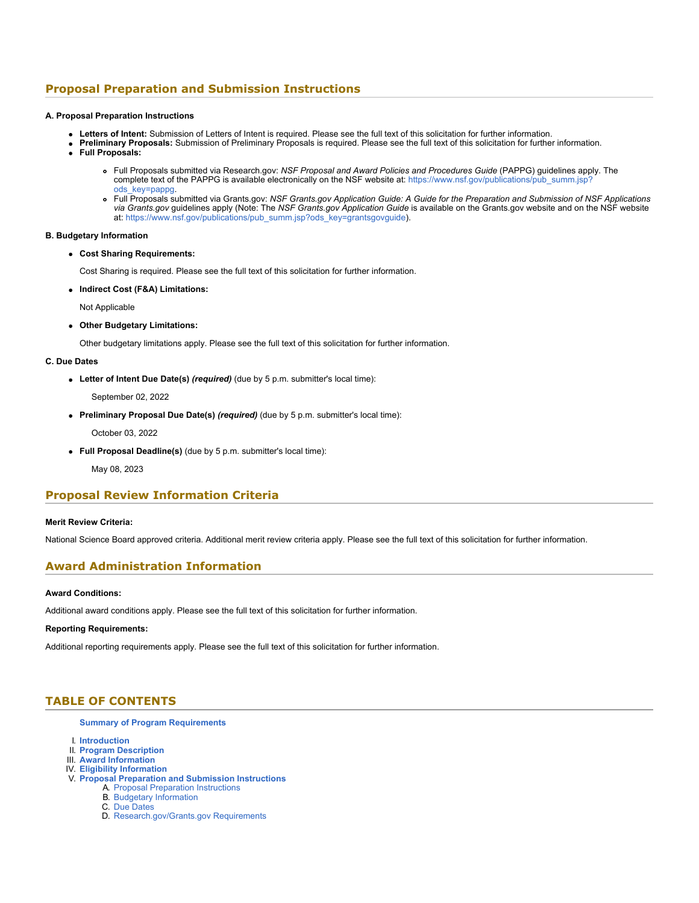## Proposal Preparation and Submission Instructions

**A. Proposal Preparation Instructions**

- **Letters of Intent:** Submission of Letters of Intent is required. Please see the full text of this solicitation for further information.
- **Preliminary Proposals:** Submission of Preliminary Proposals is required. Please see the full text of this solicitation for further information.
- **Full Proposals:**
  - Full Proposals submitted via Research.gov: *NSF Proposal and Award Policies and Procedures Guide* (PAPPG) guidelines apply. The complete text of the PAPPG is available electronically on the NSF website at: https://www.nsf.gov/publications/pub_summ.jsp?ods_key=pappg.
  - Full Proposals submitted via Grants.gov: *NSF Grants.gov Application Guide: A Guide for the Preparation and Submission of NSF Applications via Grants.gov* guidelines apply (Note: The *NSF Grants.gov Application Guide* is available on the Grants.gov website and on the NSF website at: https://www.nsf.gov/publications/pub_summ.jsp?ods_key=grantsgovguide).

**B. Budgetary Information**

- **Cost Sharing Requirements:**

  Cost Sharing is required. Please see the full text of this solicitation for further information.

- **Indirect Cost (F&A) Limitations:**

  Not Applicable

- **Other Budgetary Limitations:**

  Other budgetary limitations apply. Please see the full text of this solicitation for further information.

**C. Due Dates**

- **Letter of Intent Due Date(s)** ***(required)*** (due by 5 p.m. submitter's local time):

  September 02, 2022

- **Preliminary Proposal Due Date(s)** ***(required)*** (due by 5 p.m. submitter's local time):

  October 03, 2022

- **Full Proposal Deadline(s)** (due by 5 p.m. submitter's local time):

  May 08, 2023

## Proposal Review Information Criteria

**Merit Review Criteria:**

National Science Board approved criteria. Additional merit review criteria apply. Please see the full text of this solicitation for further information.

## Award Administration Information

**Award Conditions:**

Additional award conditions apply. Please see the full text of this solicitation for further information.

**Reporting Requirements:**

Additional reporting requirements apply. Please see the full text of this solicitation for further information.

## TABLE OF CONTENTS

**Summary of Program Requirements**

I. **Introduction**
II. **Program Description**
III. **Award Information**
IV. **Eligibility Information**
V. **Proposal Preparation and Submission Instructions**
   A. Proposal Preparation Instructions
   B. Budgetary Information
   C. Due Dates
   D. Research.gov/Grants.gov Requirements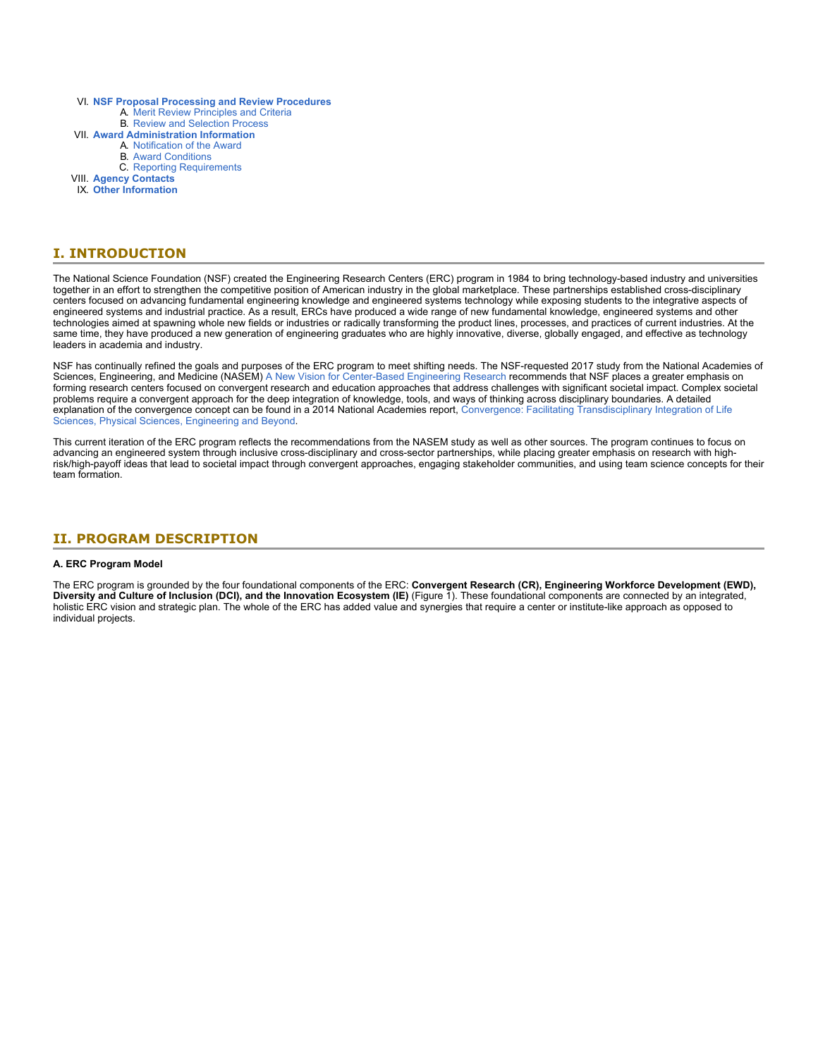VI. **NSF Proposal Processing and Review Procedures**
   - A. Merit Review Principles and Criteria
   - B. Review and Selection Process

VII. **Award Administration Information**
   - A. Notification of the Award
   - B. Award Conditions
   - C. Reporting Requirements

VIII. **Agency Contacts**

IX. **Other Information**

## I. INTRODUCTION

The National Science Foundation (NSF) created the Engineering Research Centers (ERC) program in 1984 to bring technology-based industry and universities together in an effort to strengthen the competitive position of American industry in the global marketplace. These partnerships established cross-disciplinary centers focused on advancing fundamental engineering knowledge and engineered systems technology while exposing students to the integrative aspects of engineered systems and industrial practice. As a result, ERCs have produced a wide range of new fundamental knowledge, engineered systems and other technologies aimed at spawning whole new fields or industries or radically transforming the product lines, processes, and practices of current industries. At the same time, they have produced a new generation of engineering graduates who are highly innovative, diverse, globally engaged, and effective as technology leaders in academia and industry.

NSF has continually refined the goals and purposes of the ERC program to meet shifting needs. The NSF-requested 2017 study from the National Academies of Sciences, Engineering, and Medicine (NASEM) A New Vision for Center-Based Engineering Research recommends that NSF places a greater emphasis on forming research centers focused on convergent research and education approaches that address challenges with significant societal impact. Complex societal problems require a convergent approach for the deep integration of knowledge, tools, and ways of thinking across disciplinary boundaries. A detailed explanation of the convergence concept can be found in a 2014 National Academies report, Convergence: Facilitating Transdisciplinary Integration of Life Sciences, Physical Sciences, Engineering and Beyond.

This current iteration of the ERC program reflects the recommendations from the NASEM study as well as other sources. The program continues to focus on advancing an engineered system through inclusive cross-disciplinary and cross-sector partnerships, while placing greater emphasis on research with high-risk/high-payoff ideas that lead to societal impact through convergent approaches, engaging stakeholder communities, and using team science concepts for their team formation.

## II. PROGRAM DESCRIPTION

**A. ERC Program Model**

The ERC program is grounded by the four foundational components of the ERC: **Convergent Research (CR), Engineering Workforce Development (EWD), Diversity and Culture of Inclusion (DCI), and the Innovation Ecosystem (IE)** (Figure 1). These foundational components are connected by an integrated, holistic ERC vision and strategic plan. The whole of the ERC has added value and synergies that require a center or institute-like approach as opposed to individual projects.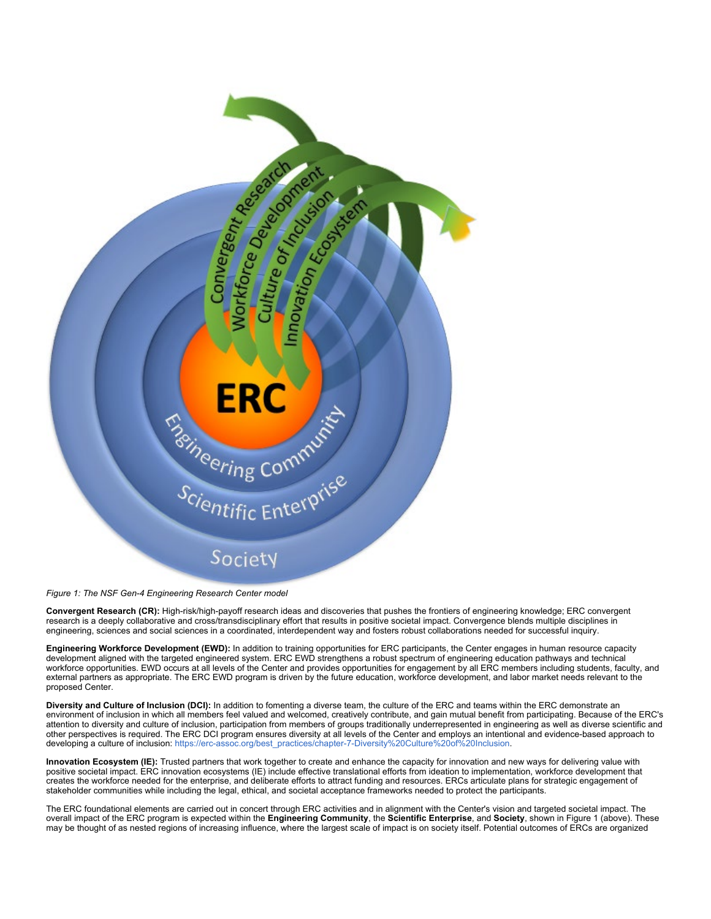Convergent Research
Workforce Development
Culture of Inclusion
Innovation Ecosystem
ERC
Engineering Community
Scientific Enterprise
Society

*Figure 1: The NSF Gen-4 Engineering Research Center model*

**Convergent Research (CR):** High-risk/high-payoff research ideas and discoveries that pushes the frontiers of engineering knowledge; ERC convergent research is a deeply collaborative and cross/transdisciplinary effort that results in positive societal impact. Convergence blends multiple disciplines in engineering, sciences and social sciences in a coordinated, interdependent way and fosters robust collaborations needed for successful inquiry.

**Engineering Workforce Development (EWD):** In addition to training opportunities for ERC participants, the Center engages in human resource capacity development aligned with the targeted engineered system. ERC EWD strengthens a robust spectrum of engineering education pathways and technical workforce opportunities. EWD occurs at all levels of the Center and provides opportunities for engagement by all ERC members including students, faculty, and external partners as appropriate. The ERC EWD program is driven by the future education, workforce development, and labor market needs relevant to the proposed Center.

**Diversity and Culture of Inclusion (DCI):** In addition to fomenting a diverse team, the culture of the ERC and teams within the ERC demonstrate an environment of inclusion in which all members feel valued and welcomed, creatively contribute, and gain mutual benefit from participating. Because of the ERC's attention to diversity and culture of inclusion, participation from members of groups traditionally underrepresented in engineering as well as diverse scientific and other perspectives is required. The ERC DCI program ensures diversity at all levels of the Center and employs an intentional and evidence-based approach to developing a culture of inclusion: https://erc-assoc.org/best_practices/chapter-7-Diversity%20Culture%20of%20Inclusion.

**Innovation Ecosystem (IE):** Trusted partners that work together to create and enhance the capacity for innovation and new ways for delivering value with positive societal impact. ERC innovation ecosystems (IE) include effective translational efforts from ideation to implementation, workforce development that creates the workforce needed for the enterprise, and deliberate efforts to attract funding and resources. ERCs articulate plans for strategic engagement of stakeholder communities while including the legal, ethical, and societal acceptance frameworks needed to protect the participants.

The ERC foundational elements are carried out in concert through ERC activities and in alignment with the Center's vision and targeted societal impact. The overall impact of the ERC program is expected within the **Engineering Community**, the **Scientific Enterprise**, and **Society**, shown in Figure 1 (above). These may be thought of as nested regions of increasing influence, where the largest scale of impact is on society itself. Potential outcomes of ERCs are organized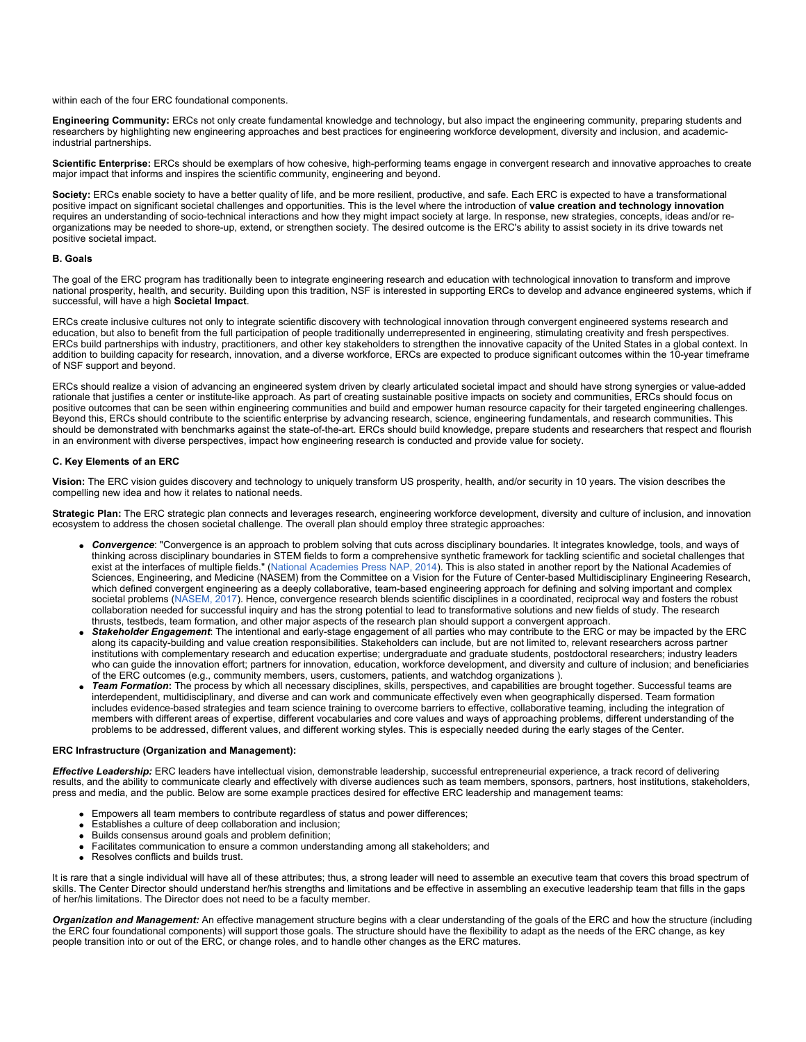within each of the four ERC foundational components.

**Engineering Community:** ERCs not only create fundamental knowledge and technology, but also impact the engineering community, preparing students and researchers by highlighting new engineering approaches and best practices for engineering workforce development, diversity and inclusion, and academic-industrial partnerships.

**Scientific Enterprise:** ERCs should be exemplars of how cohesive, high-performing teams engage in convergent research and innovative approaches to create major impact that informs and inspires the scientific community, engineering and beyond.

**Society:** ERCs enable society to have a better quality of life, and be more resilient, productive, and safe. Each ERC is expected to have a transformational positive impact on significant societal challenges and opportunities. This is the level where the introduction of **value creation and technology innovation** requires an understanding of socio-technical interactions and how they might impact society at large. In response, new strategies, concepts, ideas and/or re-organizations may be needed to shore-up, extend, or strengthen society. The desired outcome is the ERC's ability to assist society in its drive towards net positive societal impact.

### B. Goals

The goal of the ERC program has traditionally been to integrate engineering research and education with technological innovation to transform and improve national prosperity, health, and security. Building upon this tradition, NSF is interested in supporting ERCs to develop and advance engineered systems, which if successful, will have a high **Societal Impact**.

ERCs create inclusive cultures not only to integrate scientific discovery with technological innovation through convergent engineered systems research and education, but also to benefit from the full participation of people traditionally underrepresented in engineering, stimulating creativity and fresh perspectives. ERCs build partnerships with industry, practitioners, and other key stakeholders to strengthen the innovative capacity of the United States in a global context. In addition to building capacity for research, innovation, and a diverse workforce, ERCs are expected to produce significant outcomes within the 10-year timeframe of NSF support and beyond.

ERCs should realize a vision of advancing an engineered system driven by clearly articulated societal impact and should have strong synergies or value-added rationale that justifies a center or institute-like approach. As part of creating sustainable positive impacts on society and communities, ERCs should focus on positive outcomes that can be seen within engineering communities and build and empower human resource capacity for their targeted engineering challenges. Beyond this, ERCs should contribute to the scientific enterprise by advancing research, science, engineering fundamentals, and research communities. This should be demonstrated with benchmarks against the state-of-the-art. ERCs should build knowledge, prepare students and researchers that respect and flourish in an environment with diverse perspectives, impact how engineering research is conducted and provide value for society.

### C. Key Elements of an ERC

**Vision:** The ERC vision guides discovery and technology to uniquely transform US prosperity, health, and/or security in 10 years. The vision describes the compelling new idea and how it relates to national needs.

**Strategic Plan:** The ERC strategic plan connects and leverages research, engineering workforce development, diversity and culture of inclusion, and innovation ecosystem to address the chosen societal challenge. The overall plan should employ three strategic approaches:

- ***Convergence***: "Convergence is an approach to problem solving that cuts across disciplinary boundaries. It integrates knowledge, tools, and ways of thinking across disciplinary boundaries in STEM fields to form a comprehensive synthetic framework for tackling scientific and societal challenges that exist at the interfaces of multiple fields." (National Academies Press NAP, 2014). This is also stated in another report by the National Academies of Sciences, Engineering, and Medicine (NASEM) from the Committee on a Vision for the Future of Center-based Multidisciplinary Engineering Research, which defined convergent engineering as a deeply collaborative, team-based engineering approach for defining and solving important and complex societal problems (NASEM, 2017). Hence, convergence research blends scientific disciplines in a coordinated, reciprocal way and fosters the robust collaboration needed for successful inquiry and has the strong potential to lead to transformative solutions and new fields of study. The research thrusts, testbeds, team formation, and other major aspects of the research plan should support a convergent approach.
- ***Stakeholder Engagement***: The intentional and early-stage engagement of all parties who may contribute to the ERC or may be impacted by the ERC along its capacity-building and value creation responsibilities. Stakeholders can include, but are not limited to, relevant researchers across partner institutions with complementary research and education expertise; undergraduate and graduate students, postdoctoral researchers; industry leaders who can guide the innovation effort; partners for innovation, education, workforce development, and diversity and culture of inclusion; and beneficiaries of the ERC outcomes (e.g., community members, users, customers, patients, and watchdog organizations ).
- ***Team Formation*****:** The process by which all necessary disciplines, skills, perspectives, and capabilities are brought together. Successful teams are interdependent, multidisciplinary, and diverse and can work and communicate effectively even when geographically dispersed. Team formation includes evidence-based strategies and team science training to overcome barriers to effective, collaborative teaming, including the integration of members with different areas of expertise, different vocabularies and core values and ways of approaching problems, different understanding of the problems to be addressed, different values, and different working styles. This is especially needed during the early stages of the Center.

**ERC Infrastructure (Organization and Management):**

***Effective Leadership:*** ERC leaders have intellectual vision, demonstrable leadership, successful entrepreneurial experience, a track record of delivering results, and the ability to communicate clearly and effectively with diverse audiences such as team members, sponsors, partners, host institutions, stakeholders, press and media, and the public. Below are some example practices desired for effective ERC leadership and management teams:

- Empowers all team members to contribute regardless of status and power differences;
- Establishes a culture of deep collaboration and inclusion;
- Builds consensus around goals and problem definition;
- Facilitates communication to ensure a common understanding among all stakeholders; and
- Resolves conflicts and builds trust.

It is rare that a single individual will have all of these attributes; thus, a strong leader will need to assemble an executive team that covers this broad spectrum of skills. The Center Director should understand her/his strengths and limitations and be effective in assembling an executive leadership team that fills in the gaps of her/his limitations. The Director does not need to be a faculty member.

***Organization and Management:*** An effective management structure begins with a clear understanding of the goals of the ERC and how the structure (including the ERC four foundational components) will support those goals. The structure should have the flexibility to adapt as the needs of the ERC change, as key people transition into or out of the ERC, or change roles, and to handle other changes as the ERC matures.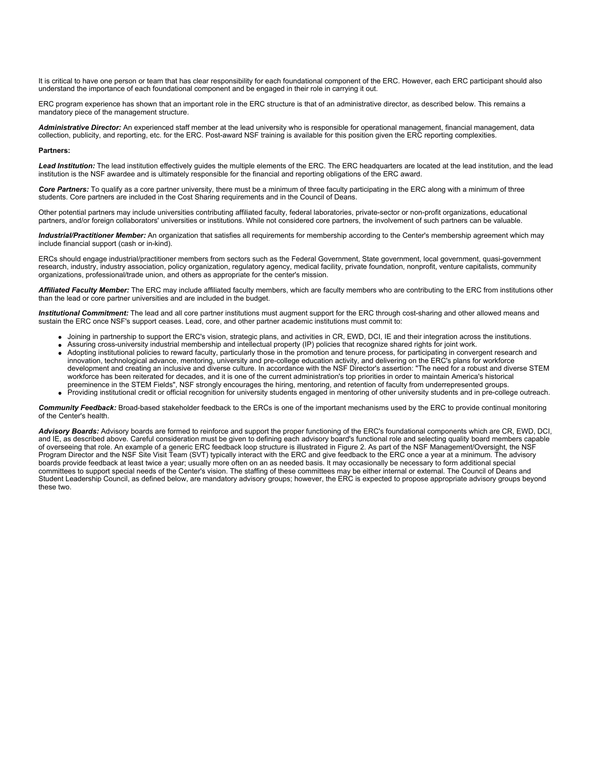It is critical to have one person or team that has clear responsibility for each foundational component of the ERC. However, each ERC participant should also understand the importance of each foundational component and be engaged in their role in carrying it out.

ERC program experience has shown that an important role in the ERC structure is that of an administrative director, as described below. This remains a mandatory piece of the management structure.

***Administrative Director:*** An experienced staff member at the lead university who is responsible for operational management, financial management, data collection, publicity, and reporting, etc. for the ERC. Post-award NSF training is available for this position given the ERC reporting complexities.

**Partners:**

***Lead Institution:*** The lead institution effectively guides the multiple elements of the ERC. The ERC headquarters are located at the lead institution, and the lead institution is the NSF awardee and is ultimately responsible for the financial and reporting obligations of the ERC award.

***Core Partners:*** To qualify as a core partner university, there must be a minimum of three faculty participating in the ERC along with a minimum of three students. Core partners are included in the Cost Sharing requirements and in the Council of Deans.

Other potential partners may include universities contributing affiliated faculty, federal laboratories, private-sector or non-profit organizations, educational partners, and/or foreign collaborators' universities or institutions. While not considered core partners, the involvement of such partners can be valuable.

***Industrial/Practitioner Member:*** An organization that satisfies all requirements for membership according to the Center's membership agreement which may include financial support (cash or in-kind).

ERCs should engage industrial/practitioner members from sectors such as the Federal Government, State government, local government, quasi-government research, industry, industry association, policy organization, regulatory agency, medical facility, private foundation, nonprofit, venture capitalists, community organizations, professional/trade union, and others as appropriate for the center's mission.

***Affiliated Faculty Member:*** The ERC may include affiliated faculty members, which are faculty members who are contributing to the ERC from institutions other than the lead or core partner universities and are included in the budget.

***Institutional Commitment:*** The lead and all core partner institutions must augment support for the ERC through cost-sharing and other allowed means and sustain the ERC once NSF's support ceases. Lead, core, and other partner academic institutions must commit to:

- Joining in partnership to support the ERC's vision, strategic plans, and activities in CR, EWD, DCI, IE and their integration across the institutions.
- Assuring cross-university industrial membership and intellectual property (IP) policies that recognize shared rights for joint work.
- Adopting institutional policies to reward faculty, particularly those in the promotion and tenure process, for participating in convergent research and innovation, technological advance, mentoring, university and pre-college education activity, and delivering on the ERC's plans for workforce development and creating an inclusive and diverse culture. In accordance with the NSF Director's assertion: "The need for a robust and diverse STEM workforce has been reiterated for decades, and it is one of the current administration's top priorities in order to maintain America's historical preeminence in the STEM Fields", NSF strongly encourages the hiring, mentoring, and retention of faculty from underrepresented groups.
- Providing institutional credit or official recognition for university students engaged in mentoring of other university students and in pre-college outreach.

***Community Feedback:*** Broad-based stakeholder feedback to the ERCs is one of the important mechanisms used by the ERC to provide continual monitoring of the Center's health.

***Advisory Boards:*** Advisory boards are formed to reinforce and support the proper functioning of the ERC's foundational components which are CR, EWD, DCI, and IE, as described above. Careful consideration must be given to defining each advisory board's functional role and selecting quality board members capable of overseeing that role. An example of a generic ERC feedback loop structure is illustrated in Figure 2. As part of the NSF Management/Oversight, the NSF Program Director and the NSF Site Visit Team (SVT) typically interact with the ERC and give feedback to the ERC once a year at a minimum. The advisory boards provide feedback at least twice a year; usually more often on an as needed basis. It may occasionally be necessary to form additional special committees to support special needs of the Center's vision. The staffing of these committees may be either internal or external. The Council of Deans and Student Leadership Council, as defined below, are mandatory advisory groups; however, the ERC is expected to propose appropriate advisory groups beyond these two.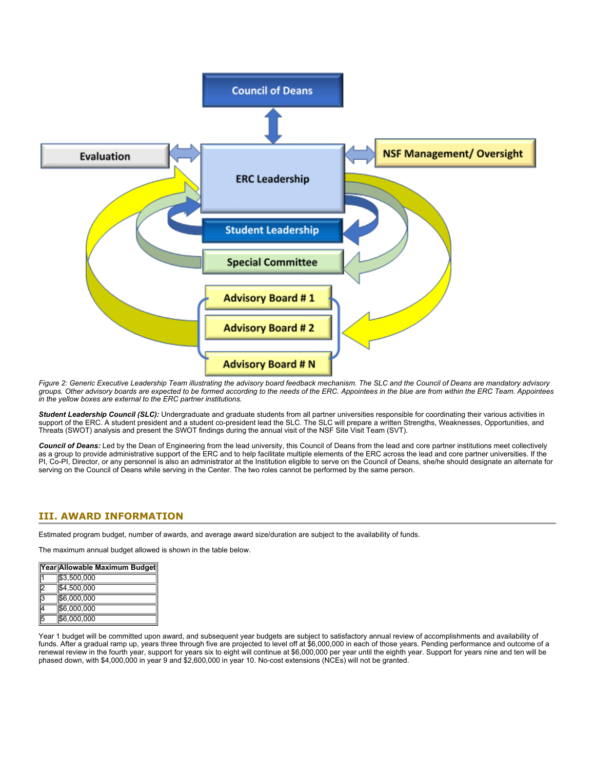Council of Deans

Evaluation

ERC Leadership

NSF Management/ Oversight

Student Leadership

Special Committee

Advisory Board # 1

Advisory Board # 2

Advisory Board # N

*Figure 2: Generic Executive Leadership Team illustrating the advisory board feedback mechanism. The SLC and the Council of Deans are mandatory advisory groups. Other advisory boards are expected to be formed according to the needs of the ERC. Appointees in the blue are from within the ERC Team. Appointees in the yellow boxes are external to the ERC partner institutions.*

***Student Leadership Council (SLC):*** Undergraduate and graduate students from all partner universities responsible for coordinating their various activities in support of the ERC. A student president and a student co-president lead the SLC. The SLC will prepare a written Strengths, Weaknesses, Opportunities, and Threats (SWOT) analysis and present the SWOT findings during the annual visit of the NSF Site Visit Team (SVT).

***Council of Deans:*** Led by the Dean of Engineering from the lead university, this Council of Deans from the lead and core partner institutions meet collectively as a group to provide administrative support of the ERC and to help facilitate multiple elements of the ERC across the lead and core partner universities. If the PI, Co-PI, Director, or any personnel is also an administrator at the Institution eligible to serve on the Council of Deans, she/he should designate an alternate for serving on the Council of Deans while serving in the Center. The two roles cannot be performed by the same person.

## III. AWARD INFORMATION

Estimated program budget, number of awards, and average award size/duration are subject to the availability of funds.

The maximum annual budget allowed is shown in the table below.

| Year | Allowable Maximum Budget |
|---|---|
| 1 | $3,500,000 |
| 2 | $4,500,000 |
| 3 | $6,000,000 |
| 4 | $6,000,000 |
| 5 | $6,000,000 |

Year 1 budget will be committed upon award, and subsequent year budgets are subject to satisfactory annual review of accomplishments and availability of funds. After a gradual ramp up, years three through five are projected to level off at $6,000,000 in each of those years. Pending performance and outcome of a renewal review in the fourth year, support for years six to eight will continue at $6,000,000 per year until the eighth year. Support for years nine and ten will be phased down, with $4,000,000 in year 9 and $2,600,000 in year 10. No-cost extensions (NCEs) will not be granted.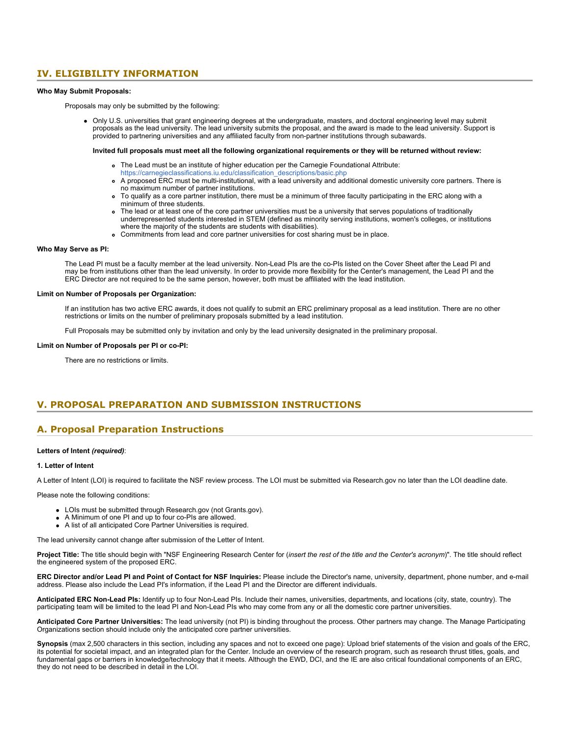## IV. ELIGIBILITY INFORMATION

**Who May Submit Proposals:**

Proposals may only be submitted by the following:

- Only U.S. universities that grant engineering degrees at the undergraduate, masters, and doctoral engineering level may submit proposals as the lead university. The lead university submits the proposal, and the award is made to the lead university. Support is provided to partnering universities and any affiliated faculty from non-partner institutions through subawards.

  **Invited full proposals must meet all the following organizational requirements or they will be returned without review:**

  - The Lead must be an institute of higher education per the Carnegie Foundational Attribute: https://carnegieclassifications.iu.edu/classification_descriptions/basic.php
  - A proposed ERC must be multi-institutional, with a lead university and additional domestic university core partners. There is no maximum number of partner institutions.
  - To qualify as a core partner institution, there must be a minimum of three faculty participating in the ERC along with a minimum of three students.
  - The lead or at least one of the core partner universities must be a university that serves populations of traditionally underrepresented students interested in STEM (defined as minority serving institutions, women's colleges, or institutions where the majority of the students are students with disabilities).
  - Commitments from lead and core partner universities for cost sharing must be in place.

**Who May Serve as PI:**

The Lead PI must be a faculty member at the lead university. Non-Lead PIs are the co-PIs listed on the Cover Sheet after the Lead PI and may be from institutions other than the lead university. In order to provide more flexibility for the Center's management, the Lead PI and the ERC Director are not required to be the same person, however, both must be affiliated with the lead institution.

**Limit on Number of Proposals per Organization:**

If an institution has two active ERC awards, it does not qualify to submit an ERC preliminary proposal as a lead institution. There are no other restrictions or limits on the number of preliminary proposals submitted by a lead institution.

Full Proposals may be submitted only by invitation and only by the lead university designated in the preliminary proposal.

**Limit on Number of Proposals per PI or co-PI:**

There are no restrictions or limits.

## V. PROPOSAL PREPARATION AND SUBMISSION INSTRUCTIONS

### A. Proposal Preparation Instructions

**Letters of Intent *(required)***:

**1. Letter of Intent**

A Letter of Intent (LOI) is required to facilitate the NSF review process. The LOI must be submitted via Research.gov no later than the LOI deadline date.

Please note the following conditions:

- LOIs must be submitted through Research.gov (not Grants.gov).
- A Minimum of one PI and up to four co-PIs are allowed.
- A list of all anticipated Core Partner Universities is required.

The lead university cannot change after submission of the Letter of Intent.

**Project Title:** The title should begin with "NSF Engineering Research Center for (*insert the rest of the title and the Center's acronym*)". The title should reflect the engineered system of the proposed ERC.

**ERC Director and/or Lead PI and Point of Contact for NSF Inquiries:** Please include the Director's name, university, department, phone number, and e-mail address. Please also include the Lead PI's information, if the Lead PI and the Director are different individuals.

**Anticipated ERC Non-Lead PIs:** Identify up to four Non-Lead PIs. Include their names, universities, departments, and locations (city, state, country). The participating team will be limited to the lead PI and Non-Lead PIs who may come from any or all the domestic core partner universities.

**Anticipated Core Partner Universities:** The lead university (not PI) is binding throughout the process. Other partners may change. The Manage Participating Organizations section should include only the anticipated core partner universities.

**Synopsis** (max 2,500 characters in this section, including any spaces and not to exceed one page): Upload brief statements of the vision and goals of the ERC, its potential for societal impact, and an integrated plan for the Center. Include an overview of the research program, such as research thrust titles, goals, and fundamental gaps or barriers in knowledge/technology that it meets. Although the EWD, DCI, and the IE are also critical foundational components of an ERC, they do not need to be described in detail in the LOI.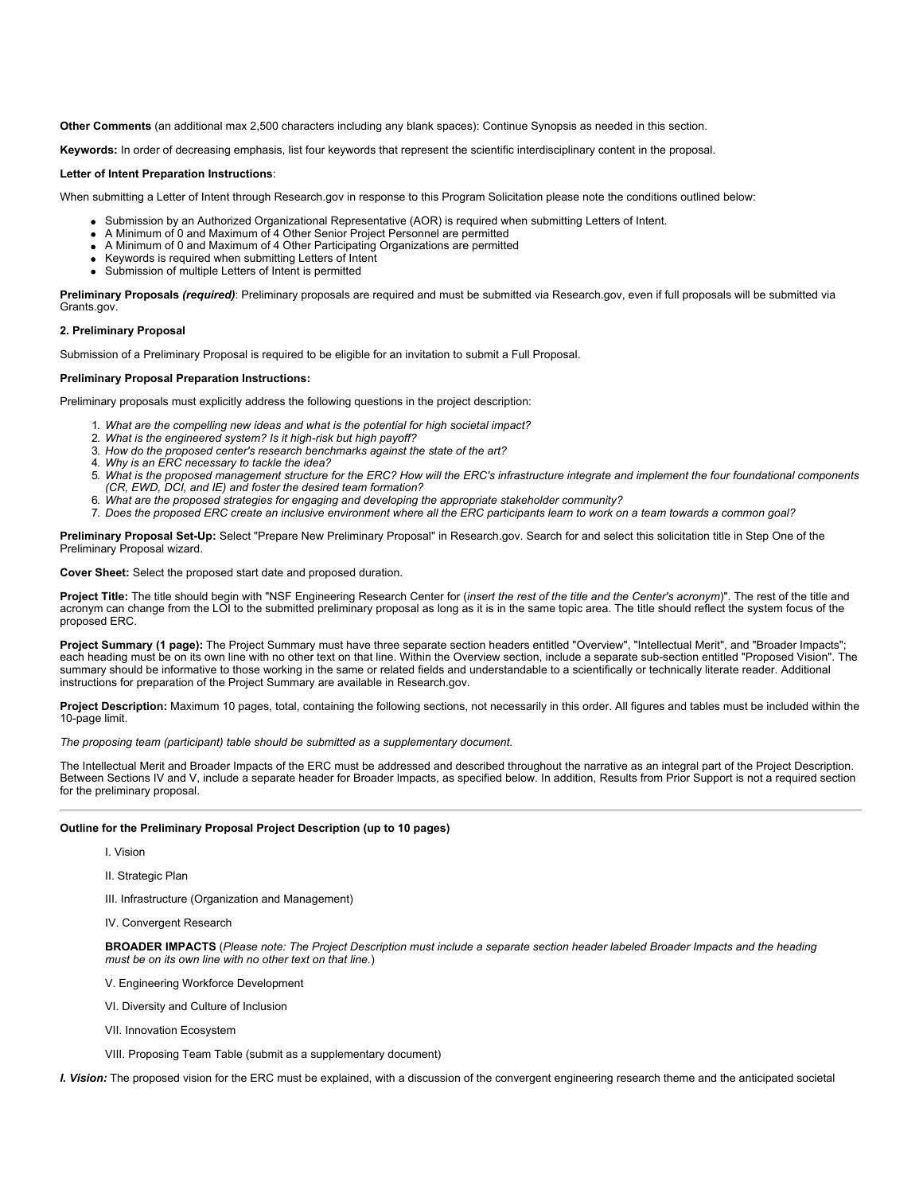**Other Comments** (an additional max 2,500 characters including any blank spaces): Continue Synopsis as needed in this section.

**Keywords:** In order of decreasing emphasis, list four keywords that represent the scientific interdisciplinary content in the proposal.

**Letter of Intent Preparation Instructions**:

When submitting a Letter of Intent through Research.gov in response to this Program Solicitation please note the conditions outlined below:

- Submission by an Authorized Organizational Representative (AOR) is required when submitting Letters of Intent.
- A Minimum of 0 and Maximum of 4 Other Senior Project Personnel are permitted
- A Minimum of 0 and Maximum of 4 Other Participating Organizations are permitted
- Keywords is required when submitting Letters of Intent
- Submission of multiple Letters of Intent is permitted

**Preliminary Proposals *(required)***: Preliminary proposals are required and must be submitted via Research.gov, even if full proposals will be submitted via Grants.gov.

**2. Preliminary Proposal**

Submission of a Preliminary Proposal is required to be eligible for an invitation to submit a Full Proposal.

**Preliminary Proposal Preparation Instructions:**

Preliminary proposals must explicitly address the following questions in the project description:

1. *What are the compelling new ideas and what is the potential for high societal impact?*
2. *What is the engineered system? Is it high-risk but high payoff?*
3. *How do the proposed center's research benchmarks against the state of the art?*
4. *Why is an ERC necessary to tackle the idea?*
5. *What is the proposed management structure for the ERC? How will the ERC's infrastructure integrate and implement the four foundational components (CR, EWD, DCI, and IE) and foster the desired team formation?*
6. *What are the proposed strategies for engaging and developing the appropriate stakeholder community?*
7. *Does the proposed ERC create an inclusive environment where all the ERC participants learn to work on a team towards a common goal?*

**Preliminary Proposal Set-Up:** Select "Prepare New Preliminary Proposal" in Research.gov. Search for and select this solicitation title in Step One of the Preliminary Proposal wizard.

**Cover Sheet:** Select the proposed start date and proposed duration.

**Project Title:** The title should begin with "NSF Engineering Research Center for (*insert the rest of the title and the Center's acronym*)". The rest of the title and acronym can change from the LOI to the submitted preliminary proposal as long as it is in the same topic area. The title should reflect the system focus of the proposed ERC.

**Project Summary (1 page):** The Project Summary must have three separate section headers entitled "Overview", "Intellectual Merit", and "Broader Impacts"; each heading must be on its own line with no other text on that line. Within the Overview section, include a separate sub-section entitled "Proposed Vision". The summary should be informative to those working in the same or related fields and understandable to a scientifically or technically literate reader. Additional instructions for preparation of the Project Summary are available in Research.gov.

**Project Description:** Maximum 10 pages, total, containing the following sections, not necessarily in this order. All figures and tables must be included within the 10-page limit.

*The proposing team (participant) table should be submitted as a supplementary document.*

The Intellectual Merit and Broader Impacts of the ERC must be addressed and described throughout the narrative as an integral part of the Project Description. Between Sections IV and V, include a separate header for Broader Impacts, as specified below. In addition, Results from Prior Support is not a required section for the preliminary proposal.

---

**Outline for the Preliminary Proposal Project Description (up to 10 pages)**

I. Vision

II. Strategic Plan

III. Infrastructure (Organization and Management)

IV. Convergent Research

**BROADER IMPACTS** (*Please note: The Project Description must include a separate section header labeled Broader Impacts and the heading must be on its own line with no other text on that line.*)

V. Engineering Workforce Development

VI. Diversity and Culture of Inclusion

VII. Innovation Ecosystem

VIII. Proposing Team Table (submit as a supplementary document)

***I. Vision:*** The proposed vision for the ERC must be explained, with a discussion of the convergent engineering research theme and the anticipated societal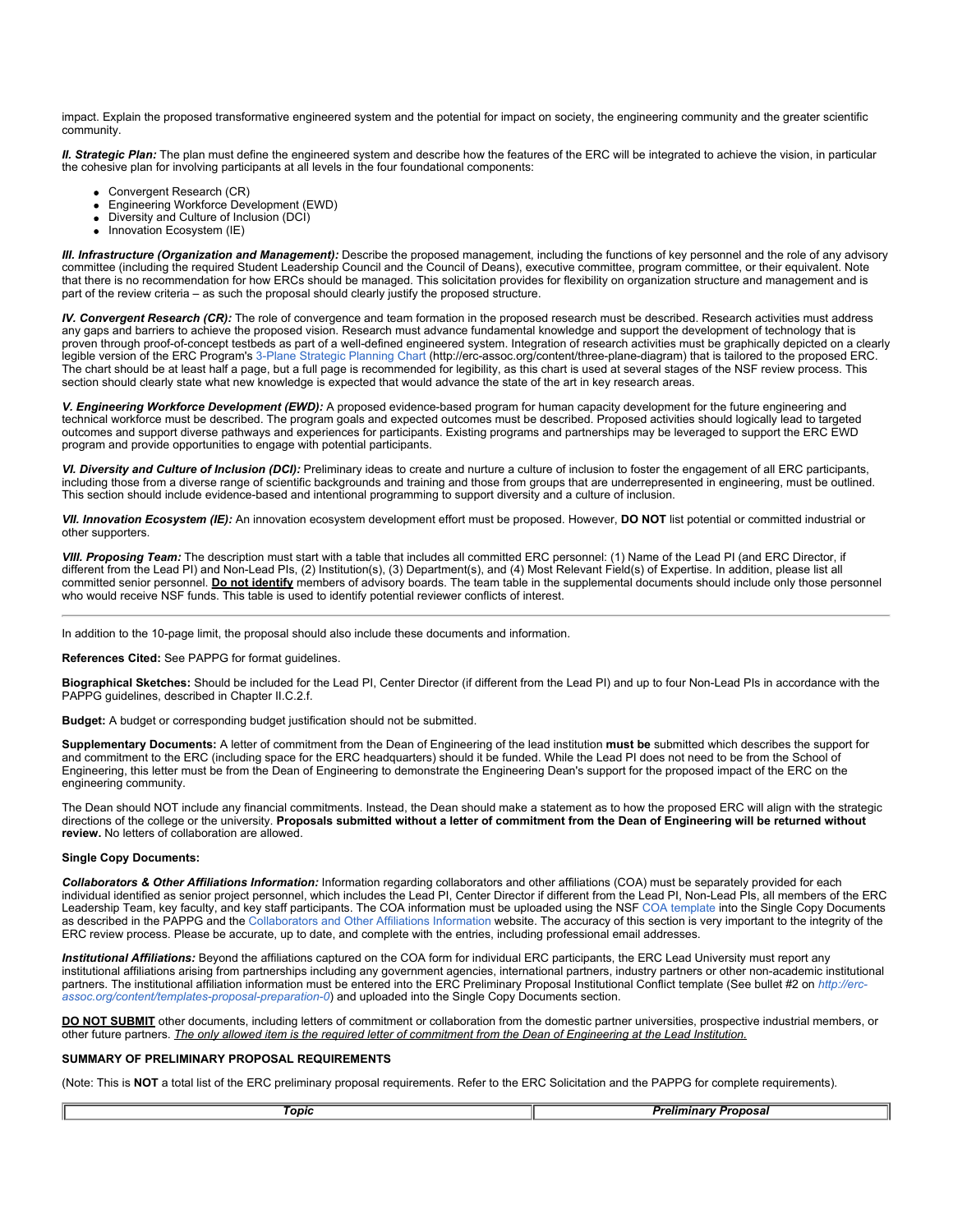impact. Explain the proposed transformative engineered system and the potential for impact on society, the engineering community and the greater scientific community.

***II. Strategic Plan:*** The plan must define the engineered system and describe how the features of the ERC will be integrated to achieve the vision, in particular the cohesive plan for involving participants at all levels in the four foundational components:

- Convergent Research (CR)
- Engineering Workforce Development (EWD)
- Diversity and Culture of Inclusion (DCI)
- Innovation Ecosystem (IE)

***III. Infrastructure (Organization and Management):*** Describe the proposed management, including the functions of key personnel and the role of any advisory committee (including the required Student Leadership Council and the Council of Deans), executive committee, program committee, or their equivalent. Note that there is no recommendation for how ERCs should be managed. This solicitation provides for flexibility on organization structure and management and is part of the review criteria – as such the proposal should clearly justify the proposed structure.

***IV. Convergent Research (CR):*** The role of convergence and team formation in the proposed research must be described. Research activities must address any gaps and barriers to achieve the proposed vision. Research must advance fundamental knowledge and support the development of technology that is proven through proof-of-concept testbeds as part of a well-defined engineered system. Integration of research activities must be graphically depicted on a clearly legible version of the ERC Program's 3-Plane Strategic Planning Chart (http://erc-assoc.org/content/three-plane-diagram) that is tailored to the proposed ERC. The chart should be at least half a page, but a full page is recommended for legibility, as this chart is used at several stages of the NSF review process. This section should clearly state what new knowledge is expected that would advance the state of the art in key research areas.

***V. Engineering Workforce Development (EWD):*** A proposed evidence-based program for human capacity development for the future engineering and technical workforce must be described. The program goals and expected outcomes must be described. Proposed activities should logically lead to targeted outcomes and support diverse pathways and experiences for participants. Existing programs and partnerships may be leveraged to support the ERC EWD program and provide opportunities to engage with potential participants.

***VI. Diversity and Culture of Inclusion (DCI):*** Preliminary ideas to create and nurture a culture of inclusion to foster the engagement of all ERC participants, including those from a diverse range of scientific backgrounds and training and those from groups that are underrepresented in engineering, must be outlined. This section should include evidence-based and intentional programming to support diversity and a culture of inclusion.

***VII. Innovation Ecosystem (IE):*** An innovation ecosystem development effort must be proposed. However, **DO NOT** list potential or committed industrial or other supporters.

***VIII. Proposing Team:*** The description must start with a table that includes all committed ERC personnel: (1) Name of the Lead PI (and ERC Director, if different from the Lead PI) and Non-Lead PIs, (2) Institution(s), (3) Department(s), and (4) Most Relevant Field(s) of Expertise. In addition, please list all committed senior personnel. **Do not identify** members of advisory boards. The team table in the supplemental documents should include only those personnel who would receive NSF funds. This table is used to identify potential reviewer conflicts of interest.

---

In addition to the 10-page limit, the proposal should also include these documents and information.

**References Cited:** See PAPPG for format guidelines.

**Biographical Sketches:** Should be included for the Lead PI, Center Director (if different from the Lead PI) and up to four Non-Lead PIs in accordance with the PAPPG guidelines, described in Chapter II.C.2.f.

**Budget:** A budget or corresponding budget justification should not be submitted.

**Supplementary Documents:** A letter of commitment from the Dean of Engineering of the lead institution **must be** submitted which describes the support for and commitment to the ERC (including space for the ERC headquarters) should it be funded. While the Lead PI does not need to be from the School of Engineering, this letter must be from the Dean of Engineering to demonstrate the Engineering Dean's support for the proposed impact of the ERC on the engineering community.

The Dean should NOT include any financial commitments. Instead, the Dean should make a statement as to how the proposed ERC will align with the strategic directions of the college or the university. **Proposals submitted without a letter of commitment from the Dean of Engineering will be returned without review.** No letters of collaboration are allowed.

**Single Copy Documents:**

***Collaborators & Other Affiliations Information:*** Information regarding collaborators and other affiliations (COA) must be separately provided for each individual identified as senior project personnel, which includes the Lead PI, Center Director if different from the Lead PI, Non-Lead PIs, all members of the ERC Leadership Team, key faculty, and key staff participants. The COA information must be uploaded using the NSF COA template into the Single Copy Documents as described in the PAPPG and the Collaborators and Other Affiliations Information website. The accuracy of this section is very important to the integrity of the ERC review process. Please be accurate, up to date, and complete with the entries, including professional email addresses.

***Institutional Affiliations:*** Beyond the affiliations captured on the COA form for individual ERC participants, the ERC Lead University must report any institutional affiliations arising from partnerships including any government agencies, international partners, industry partners or other non-academic institutional partners. The institutional affiliation information must be entered into the ERC Preliminary Proposal Institutional Conflict template (See bullet #2 on *http://erc-assoc.org/content/templates-proposal-preparation-0*) and uploaded into the Single Copy Documents section.

**DO NOT SUBMIT** other documents, including letters of commitment or collaboration from the domestic partner universities, prospective industrial members, or other future partners. *The only allowed item is the required letter of commitment from the Dean of Engineering at the Lead Institution.*

**SUMMARY OF PRELIMINARY PROPOSAL REQUIREMENTS**

(Note: This is **NOT** a total list of the ERC preliminary proposal requirements. Refer to the ERC Solicitation and the PAPPG for complete requirements).

| ***Topic*** | ***Preliminary Proposal*** |
| --- | --- |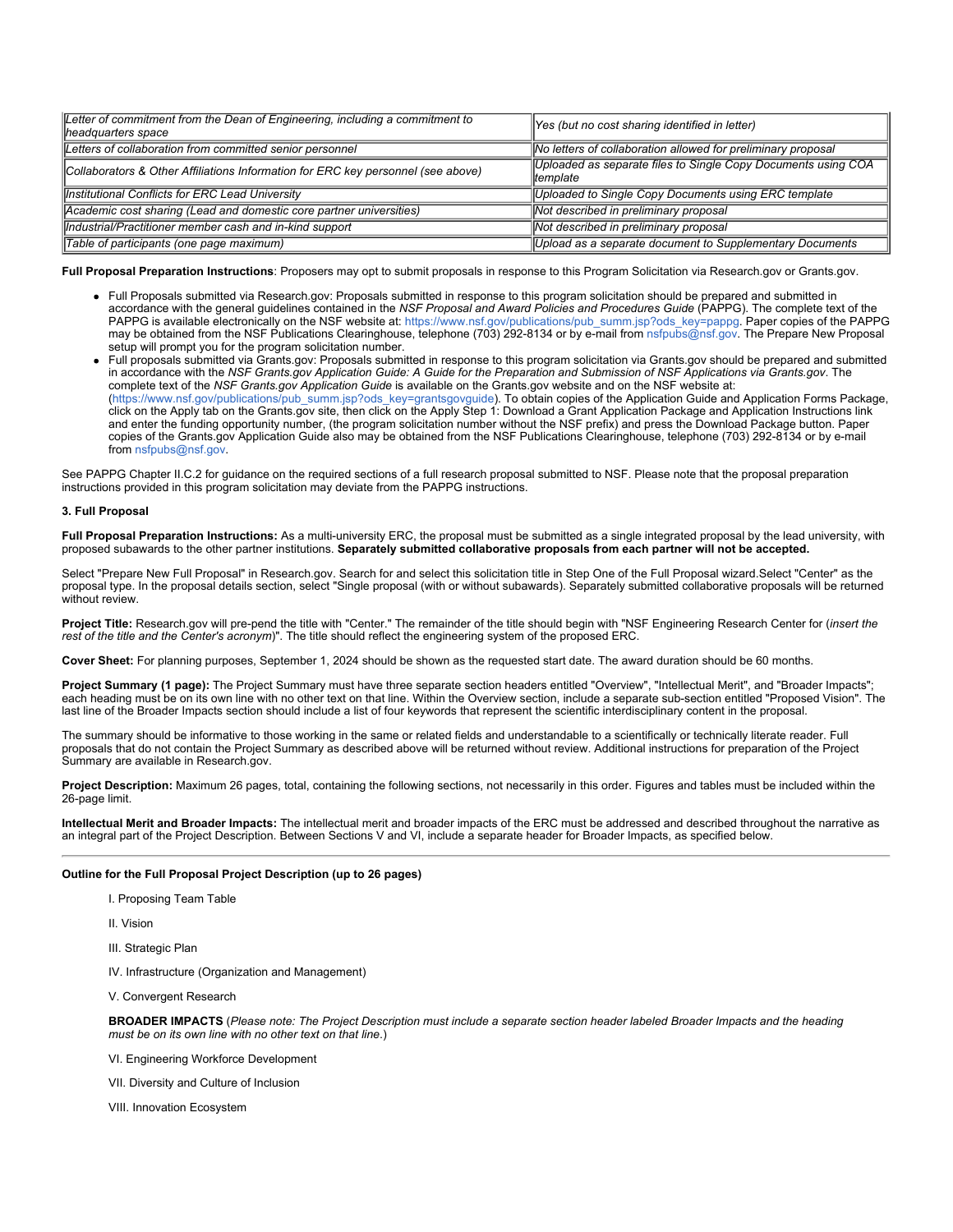| | |
|---|---|
| *Letter of commitment from the Dean of Engineering, including a commitment to headquarters space* | *Yes (but no cost sharing identified in letter)* |
| *Letters of collaboration from committed senior personnel* | *No letters of collaboration allowed for preliminary proposal* |
| *Collaborators & Other Affiliations Information for ERC key personnel (see above)* | *Uploaded as separate files to Single Copy Documents using COA template* |
| *Institutional Conflicts for ERC Lead University* | *Uploaded to Single Copy Documents using ERC template* |
| *Academic cost sharing (Lead and domestic core partner universities)* | *Not described in preliminary proposal* |
| *Industrial/Practitioner member cash and in-kind support* | *Not described in preliminary proposal* |
| *Table of participants (one page maximum)* | *Upload as a separate document to Supplementary Documents* |

**Full Proposal Preparation Instructions**: Proposers may opt to submit proposals in response to this Program Solicitation via Research.gov or Grants.gov.

- Full Proposals submitted via Research.gov: Proposals submitted in response to this program solicitation should be prepared and submitted in accordance with the general guidelines contained in the *NSF Proposal and Award Policies and Procedures Guide* (PAPPG). The complete text of the PAPPG is available electronically on the NSF website at: https://www.nsf.gov/publications/pub_summ.jsp?ods_key=pappg. Paper copies of the PAPPG may be obtained from the NSF Publications Clearinghouse, telephone (703) 292-8134 or by e-mail from nsfpubs@nsf.gov. The Prepare New Proposal setup will prompt you for the program solicitation number.
- Full proposals submitted via Grants.gov: Proposals submitted in response to this program solicitation via Grants.gov should be prepared and submitted in accordance with the *NSF Grants.gov Application Guide: A Guide for the Preparation and Submission of NSF Applications via Grants.gov*. The complete text of the *NSF Grants.gov Application Guide* is available on the Grants.gov website and on the NSF website at: (https://www.nsf.gov/publications/pub_summ.jsp?ods_key=grantsgovguide). To obtain copies of the Application Guide and Application Forms Package, click on the Apply tab on the Grants.gov site, then click on the Apply Step 1: Download a Grant Application Package and Application Instructions link and enter the funding opportunity number, (the program solicitation number without the NSF prefix) and press the Download Package button. Paper copies of the Grants.gov Application Guide also may be obtained from the NSF Publications Clearinghouse, telephone (703) 292-8134 or by e-mail from nsfpubs@nsf.gov.

See PAPPG Chapter II.C.2 for guidance on the required sections of a full research proposal submitted to NSF. Please note that the proposal preparation instructions provided in this program solicitation may deviate from the PAPPG instructions.

**3. Full Proposal**

**Full Proposal Preparation Instructions:** As a multi-university ERC, the proposal must be submitted as a single integrated proposal by the lead university, with proposed subawards to the other partner institutions. **Separately submitted collaborative proposals from each partner will not be accepted.**

Select "Prepare New Full Proposal" in Research.gov. Search for and select this solicitation title in Step One of the Full Proposal wizard.Select "Center" as the proposal type. In the proposal details section, select "Single proposal (with or without subawards). Separately submitted collaborative proposals will be returned without review.

**Project Title:** Research.gov will pre-pend the title with "Center." The remainder of the title should begin with "NSF Engineering Research Center for (*insert the rest of the title and the Center's acronym*)". The title should reflect the engineering system of the proposed ERC.

**Cover Sheet:** For planning purposes, September 1, 2024 should be shown as the requested start date. The award duration should be 60 months.

**Project Summary (1 page):** The Project Summary must have three separate section headers entitled "Overview", "Intellectual Merit", and "Broader Impacts"; each heading must be on its own line with no other text on that line. Within the Overview section, include a separate sub-section entitled "Proposed Vision". The last line of the Broader Impacts section should include a list of four keywords that represent the scientific interdisciplinary content in the proposal.

The summary should be informative to those working in the same or related fields and understandable to a scientifically or technically literate reader. Full proposals that do not contain the Project Summary as described above will be returned without review. Additional instructions for preparation of the Project Summary are available in Research.gov.

**Project Description:** Maximum 26 pages, total, containing the following sections, not necessarily in this order. Figures and tables must be included within the 26-page limit.

**Intellectual Merit and Broader Impacts:** The intellectual merit and broader impacts of the ERC must be addressed and described throughout the narrative as an integral part of the Project Description. Between Sections V and VI, include a separate header for Broader Impacts, as specified below.

---

**Outline for the Full Proposal Project Description (up to 26 pages)**

I. Proposing Team Table

II. Vision

III. Strategic Plan

IV. Infrastructure (Organization and Management)

V. Convergent Research

**BROADER IMPACTS** (*Please note: The Project Description must include a separate section header labeled Broader Impacts and the heading must be on its own line with no other text on that line.*)

VI. Engineering Workforce Development

VII. Diversity and Culture of Inclusion

VIII. Innovation Ecosystem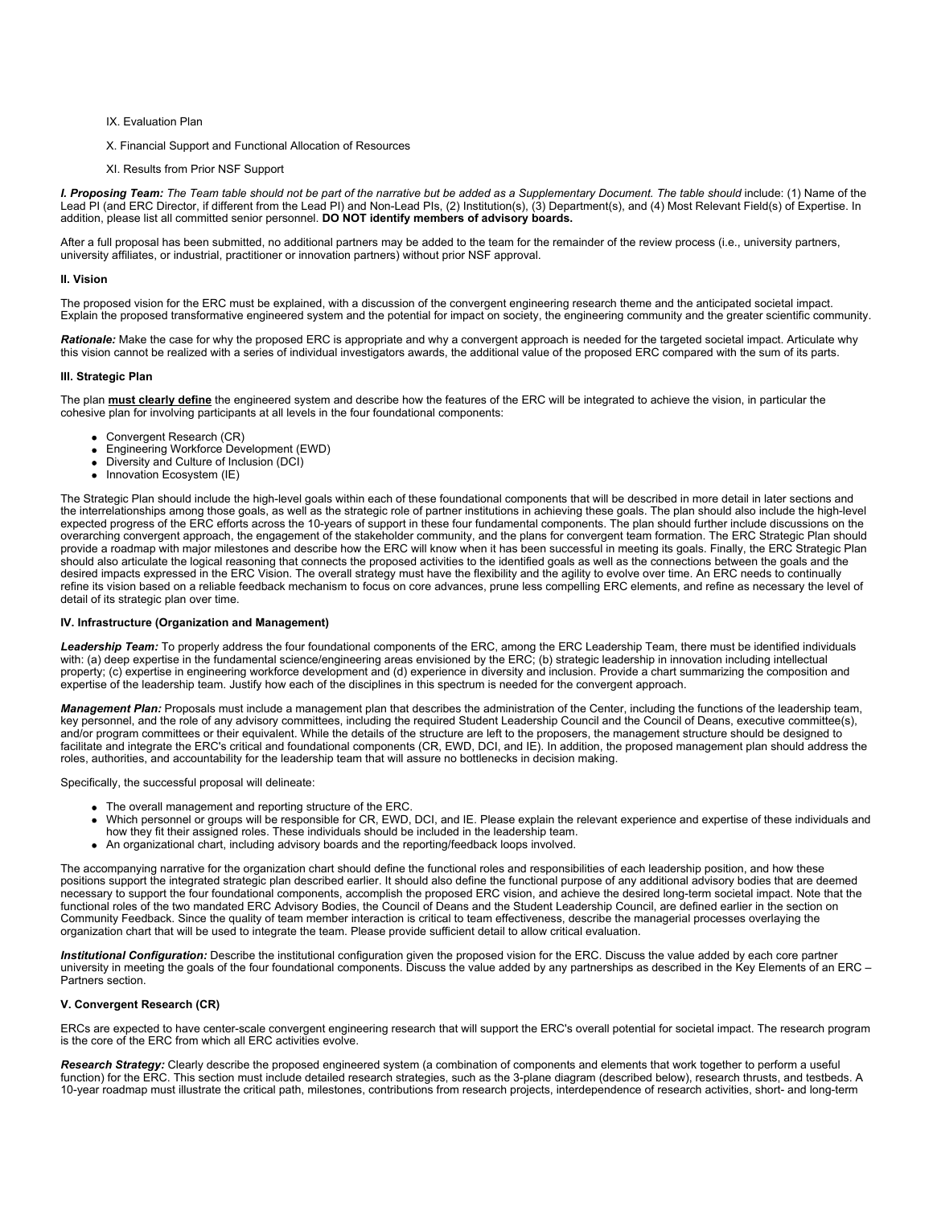IX. Evaluation Plan

X. Financial Support and Functional Allocation of Resources

XI. Results from Prior NSF Support

***I. Proposing Team:*** *The Team table should not be part of the narrative but be added as a Supplementary Document. The table should* include: (1) Name of the Lead PI (and ERC Director, if different from the Lead PI) and Non-Lead PIs, (2) Institution(s), (3) Department(s), and (4) Most Relevant Field(s) of Expertise. In addition, please list all committed senior personnel. **DO NOT identify members of advisory boards.**

After a full proposal has been submitted, no additional partners may be added to the team for the remainder of the review process (i.e., university partners, university affiliates, or industrial, practitioner or innovation partners) without prior NSF approval.

**II. Vision**

The proposed vision for the ERC must be explained, with a discussion of the convergent engineering research theme and the anticipated societal impact. Explain the proposed transformative engineered system and the potential for impact on society, the engineering community and the greater scientific community.

***Rationale:*** Make the case for why the proposed ERC is appropriate and why a convergent approach is needed for the targeted societal impact. Articulate why this vision cannot be realized with a series of individual investigators awards, the additional value of the proposed ERC compared with the sum of its parts.

**III. Strategic Plan**

The plan **<u>must clearly define</u>** the engineered system and describe how the features of the ERC will be integrated to achieve the vision, in particular the cohesive plan for involving participants at all levels in the four foundational components:

- Convergent Research (CR)
- Engineering Workforce Development (EWD)
- Diversity and Culture of Inclusion (DCI)
- Innovation Ecosystem (IE)

The Strategic Plan should include the high-level goals within each of these foundational components that will be described in more detail in later sections and the interrelationships among those goals, as well as the strategic role of partner institutions in achieving these goals. The plan should also include the high-level expected progress of the ERC efforts across the 10-years of support in these four fundamental components. The plan should further include discussions on the overarching convergent approach, the engagement of the stakeholder community, and the plans for convergent team formation. The ERC Strategic Plan should provide a roadmap with major milestones and describe how the ERC will know when it has been successful in meeting its goals. Finally, the ERC Strategic Plan should also articulate the logical reasoning that connects the proposed activities to the identified goals as well as the connections between the goals and the desired impacts expressed in the ERC Vision. The overall strategy must have the flexibility and the agility to evolve over time. An ERC needs to continually refine its vision based on a reliable feedback mechanism to focus on core advances, prune less compelling ERC elements, and refine as necessary the level of detail of its strategic plan over time.

**IV. Infrastructure (Organization and Management)**

***Leadership Team:*** To properly address the four foundational components of the ERC, among the ERC Leadership Team, there must be identified individuals with: (a) deep expertise in the fundamental science/engineering areas envisioned by the ERC; (b) strategic leadership in innovation including intellectual property; (c) expertise in engineering workforce development and (d) experience in diversity and inclusion. Provide a chart summarizing the composition and expertise of the leadership team. Justify how each of the disciplines in this spectrum is needed for the convergent approach.

***Management Plan:*** Proposals must include a management plan that describes the administration of the Center, including the functions of the leadership team, key personnel, and the role of any advisory committees, including the required Student Leadership Council and the Council of Deans, executive committee(s), and/or program committees or their equivalent. While the details of the structure are left to the proposers, the management structure should be designed to facilitate and integrate the ERC's critical and foundational components (CR, EWD, DCI, and IE). In addition, the proposed management plan should address the roles, authorities, and accountability for the leadership team that will assure no bottlenecks in decision making.

Specifically, the successful proposal will delineate:

- The overall management and reporting structure of the ERC.
- Which personnel or groups will be responsible for CR, EWD, DCI, and IE. Please explain the relevant experience and expertise of these individuals and how they fit their assigned roles. These individuals should be included in the leadership team.
- An organizational chart, including advisory boards and the reporting/feedback loops involved.

The accompanying narrative for the organization chart should define the functional roles and responsibilities of each leadership position, and how these positions support the integrated strategic plan described earlier. It should also define the functional purpose of any additional advisory bodies that are deemed necessary to support the four foundational components, accomplish the proposed ERC vision, and achieve the desired long-term societal impact. Note that the functional roles of the two mandated ERC Advisory Bodies, the Council of Deans and the Student Leadership Council, are defined earlier in the section on Community Feedback. Since the quality of team member interaction is critical to team effectiveness, describe the managerial processes overlaying the organization chart that will be used to integrate the team. Please provide sufficient detail to allow critical evaluation.

***Institutional Configuration:*** Describe the institutional configuration given the proposed vision for the ERC. Discuss the value added by each core partner university in meeting the goals of the four foundational components. Discuss the value added by any partnerships as described in the Key Elements of an ERC – Partners section.

**V. Convergent Research (CR)**

ERCs are expected to have center-scale convergent engineering research that will support the ERC's overall potential for societal impact. The research program is the core of the ERC from which all ERC activities evolve.

***Research Strategy:*** Clearly describe the proposed engineered system (a combination of components and elements that work together to perform a useful function) for the ERC. This section must include detailed research strategies, such as the 3-plane diagram (described below), research thrusts, and testbeds. A 10-year roadmap must illustrate the critical path, milestones, contributions from research projects, interdependence of research activities, short- and long-term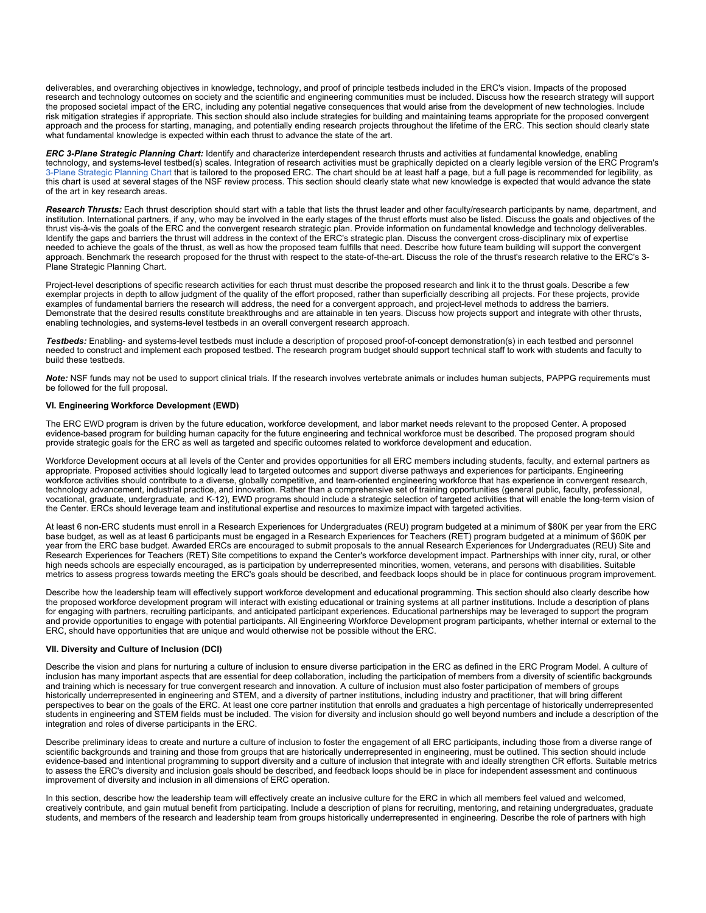deliverables, and overarching objectives in knowledge, technology, and proof of principle testbeds included in the ERC's vision. Impacts of the proposed research and technology outcomes on society and the scientific and engineering communities must be included. Discuss how the research strategy will support the proposed societal impact of the ERC, including any potential negative consequences that would arise from the development of new technologies. Include risk mitigation strategies if appropriate. This section should also include strategies for building and maintaining teams appropriate for the proposed convergent approach and the process for starting, managing, and potentially ending research projects throughout the lifetime of the ERC. This section should clearly state what fundamental knowledge is expected within each thrust to advance the state of the art.

***ERC 3-Plane Strategic Planning Chart:*** Identify and characterize interdependent research thrusts and activities at fundamental knowledge, enabling technology, and systems-level testbed(s) scales. Integration of research activities must be graphically depicted on a clearly legible version of the ERC Program's 3-Plane Strategic Planning Chart that is tailored to the proposed ERC. The chart should be at least half a page, but a full page is recommended for legibility, as this chart is used at several stages of the NSF review process. This section should clearly state what new knowledge is expected that would advance the state of the art in key research areas.

***Research Thrusts:*** Each thrust description should start with a table that lists the thrust leader and other faculty/research participants by name, department, and institution. International partners, if any, who may be involved in the early stages of the thrust efforts must also be listed. Discuss the goals and objectives of the thrust vis-à-vis the goals of the ERC and the convergent research strategic plan. Provide information on fundamental knowledge and technology deliverables. Identify the gaps and barriers the thrust will address in the context of the ERC's strategic plan. Discuss the convergent cross-disciplinary mix of expertise needed to achieve the goals of the thrust, as well as how the proposed team fulfills that need. Describe how future team building will support the convergent approach. Benchmark the research proposed for the thrust with respect to the state-of-the-art. Discuss the role of the thrust's research relative to the ERC's 3-Plane Strategic Planning Chart.

Project-level descriptions of specific research activities for each thrust must describe the proposed research and link it to the thrust goals. Describe a few exemplar projects in depth to allow judgment of the quality of the effort proposed, rather than superficially describing all projects. For these projects, provide examples of fundamental barriers the research will address, the need for a convergent approach, and project-level methods to address the barriers. Demonstrate that the desired results constitute breakthroughs and are attainable in ten years. Discuss how projects support and integrate with other thrusts, enabling technologies, and systems-level testbeds in an overall convergent research approach.

***Testbeds:*** Enabling- and systems-level testbeds must include a description of proposed proof-of-concept demonstration(s) in each testbed and personnel needed to construct and implement each proposed testbed. The research program budget should support technical staff to work with students and faculty to build these testbeds.

***Note:*** NSF funds may not be used to support clinical trials. If the research involves vertebrate animals or includes human subjects, PAPPG requirements must be followed for the full proposal.

**VI. Engineering Workforce Development (EWD)**

The ERC EWD program is driven by the future education, workforce development, and labor market needs relevant to the proposed Center. A proposed evidence-based program for building human capacity for the future engineering and technical workforce must be described. The proposed program should provide strategic goals for the ERC as well as targeted and specific outcomes related to workforce development and education.

Workforce Development occurs at all levels of the Center and provides opportunities for all ERC members including students, faculty, and external partners as appropriate. Proposed activities should logically lead to targeted outcomes and support diverse pathways and experiences for participants. Engineering workforce activities should contribute to a diverse, globally competitive, and team-oriented engineering workforce that has experience in convergent research, technology advancement, industrial practice, and innovation. Rather than a comprehensive set of training opportunities (general public, faculty, professional, vocational, graduate, undergraduate, and K-12), EWD programs should include a strategic selection of targeted activities that will enable the long-term vision of the Center. ERCs should leverage team and institutional expertise and resources to maximize impact with targeted activities.

At least 6 non-ERC students must enroll in a Research Experiences for Undergraduates (REU) program budgeted at a minimum of $80K per year from the ERC base budget, as well as at least 6 participants must be engaged in a Research Experiences for Teachers (RET) program budgeted at a minimum of $60K per year from the ERC base budget. Awarded ERCs are encouraged to submit proposals to the annual Research Experiences for Undergraduates (REU) Site and Research Experiences for Teachers (RET) Site competitions to expand the Center's workforce development impact. Partnerships with inner city, rural, or other high needs schools are especially encouraged, as is participation by underrepresented minorities, women, veterans, and persons with disabilities. Suitable metrics to assess progress towards meeting the ERC's goals should be described, and feedback loops should be in place for continuous program improvement.

Describe how the leadership team will effectively support workforce development and educational programming. This section should also clearly describe how the proposed workforce development program will interact with existing educational or training systems at all partner institutions. Include a description of plans for engaging with partners, recruiting participants, and anticipated participant experiences. Educational partnerships may be leveraged to support the program and provide opportunities to engage with potential participants. All Engineering Workforce Development program participants, whether internal or external to the ERC, should have opportunities that are unique and would otherwise not be possible without the ERC.

**VII. Diversity and Culture of Inclusion (DCI)**

Describe the vision and plans for nurturing a culture of inclusion to ensure diverse participation in the ERC as defined in the ERC Program Model. A culture of inclusion has many important aspects that are essential for deep collaboration, including the participation of members from a diversity of scientific backgrounds and training which is necessary for true convergent research and innovation. A culture of inclusion must also foster participation of members of groups historically underrepresented in engineering and STEM, and a diversity of partner institutions, including industry and practitioner, that will bring different perspectives to bear on the goals of the ERC. At least one core partner institution that enrolls and graduates a high percentage of historically underrepresented students in engineering and STEM fields must be included. The vision for diversity and inclusion should go well beyond numbers and include a description of the integration and roles of diverse participants in the ERC.

Describe preliminary ideas to create and nurture a culture of inclusion to foster the engagement of all ERC participants, including those from a diverse range of scientific backgrounds and training and those from groups that are historically underrepresented in engineering, must be outlined. This section should include evidence-based and intentional programming to support diversity and a culture of inclusion that integrate with and ideally strengthen CR efforts. Suitable metrics to assess the ERC's diversity and inclusion goals should be described, and feedback loops should be in place for independent assessment and continuous improvement of diversity and inclusion in all dimensions of ERC operation.

In this section, describe how the leadership team will effectively create an inclusive culture for the ERC in which all members feel valued and welcomed, creatively contribute, and gain mutual benefit from participating. Include a description of plans for recruiting, mentoring, and retaining undergraduates, graduate students, and members of the research and leadership team from groups historically underrepresented in engineering. Describe the role of partners with high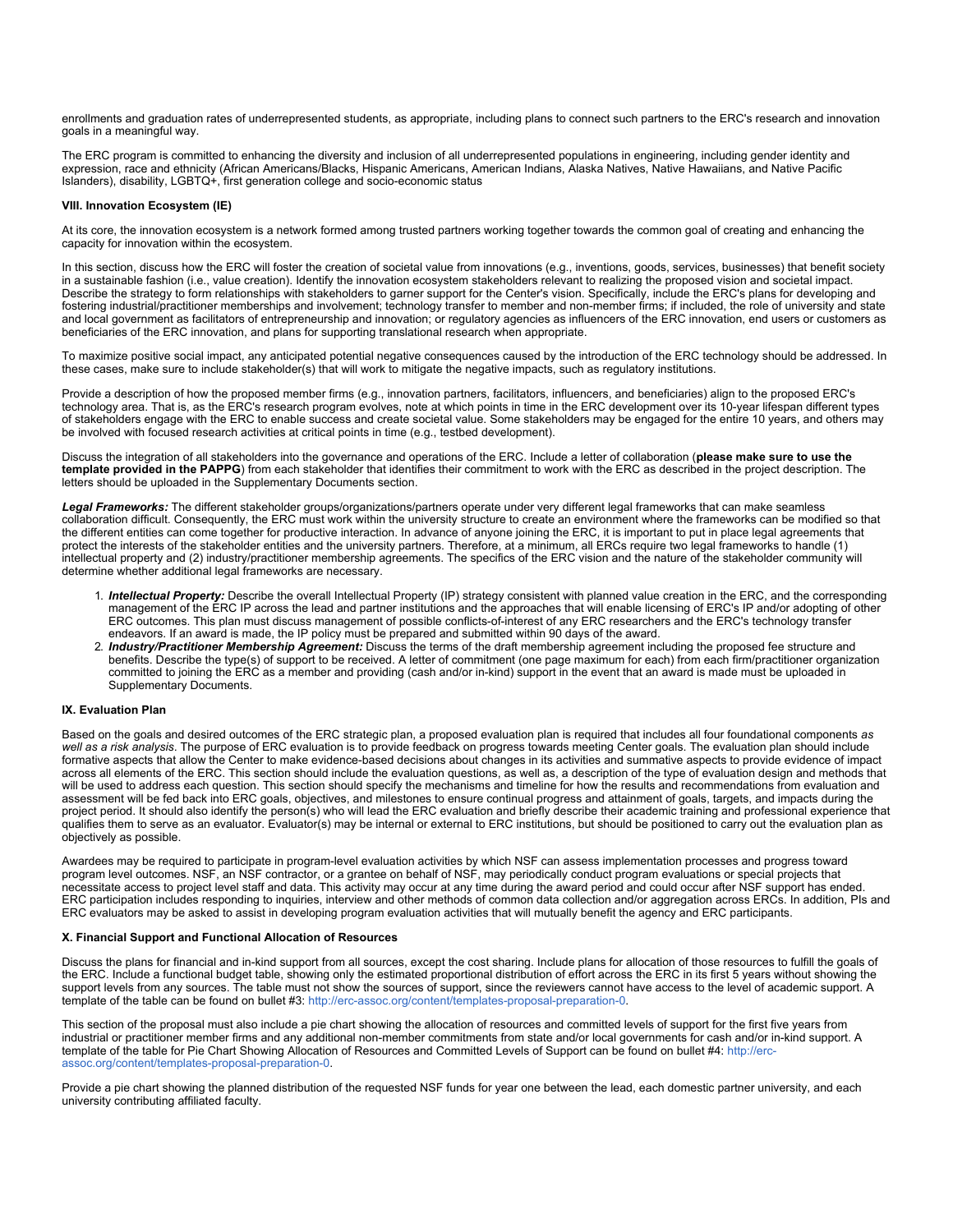enrollments and graduation rates of underrepresented students, as appropriate, including plans to connect such partners to the ERC's research and innovation goals in a meaningful way.

The ERC program is committed to enhancing the diversity and inclusion of all underrepresented populations in engineering, including gender identity and expression, race and ethnicity (African Americans/Blacks, Hispanic Americans, American Indians, Alaska Natives, Native Hawaiians, and Native Pacific Islanders), disability, LGBTQ+, first generation college and socio-economic status

**VIII. Innovation Ecosystem (IE)**

At its core, the innovation ecosystem is a network formed among trusted partners working together towards the common goal of creating and enhancing the capacity for innovation within the ecosystem.

In this section, discuss how the ERC will foster the creation of societal value from innovations (e.g., inventions, goods, services, businesses) that benefit society in a sustainable fashion (i.e., value creation). Identify the innovation ecosystem stakeholders relevant to realizing the proposed vision and societal impact. Describe the strategy to form relationships with stakeholders to garner support for the Center's vision. Specifically, include the ERC's plans for developing and fostering industrial/practitioner memberships and involvement; technology transfer to member and non-member firms; if included, the role of university and state and local government as facilitators of entrepreneurship and innovation; or regulatory agencies as influencers of the ERC innovation, end users or customers as beneficiaries of the ERC innovation, and plans for supporting translational research when appropriate.

To maximize positive social impact, any anticipated potential negative consequences caused by the introduction of the ERC technology should be addressed. In these cases, make sure to include stakeholder(s) that will work to mitigate the negative impacts, such as regulatory institutions.

Provide a description of how the proposed member firms (e.g., innovation partners, facilitators, influencers, and beneficiaries) align to the proposed ERC's technology area. That is, as the ERC's research program evolves, note at which points in time in the ERC development over its 10-year lifespan different types of stakeholders engage with the ERC to enable success and create societal value. Some stakeholders may be engaged for the entire 10 years, and others may be involved with focused research activities at critical points in time (e.g., testbed development).

Discuss the integration of all stakeholders into the governance and operations of the ERC. Include a letter of collaboration (**please make sure to use the template provided in the PAPPG**) from each stakeholder that identifies their commitment to work with the ERC as described in the project description. The letters should be uploaded in the Supplementary Documents section.

***Legal Frameworks:*** The different stakeholder groups/organizations/partners operate under very different legal frameworks that can make seamless collaboration difficult. Consequently, the ERC must work within the university structure to create an environment where the frameworks can be modified so that the different entities can come together for productive interaction. In advance of anyone joining the ERC, it is important to put in place legal agreements that protect the interests of the stakeholder entities and the university partners. Therefore, at a minimum, all ERCs require two legal frameworks to handle (1) intellectual property and (2) industry/practitioner membership agreements. The specifics of the ERC vision and the nature of the stakeholder community will determine whether additional legal frameworks are necessary.

1. ***Intellectual Property:*** Describe the overall Intellectual Property (IP) strategy consistent with planned value creation in the ERC, and the corresponding management of the ERC IP across the lead and partner institutions and the approaches that will enable licensing of ERC's IP and/or adopting of other ERC outcomes. This plan must discuss management of possible conflicts-of-interest of any ERC researchers and the ERC's technology transfer endeavors. If an award is made, the IP policy must be prepared and submitted within 90 days of the award.
2. ***Industry/Practitioner Membership Agreement:*** Discuss the terms of the draft membership agreement including the proposed fee structure and benefits. Describe the type(s) of support to be received. A letter of commitment (one page maximum for each) from each firm/practitioner organization committed to joining the ERC as a member and providing (cash and/or in-kind) support in the event that an award is made must be uploaded in Supplementary Documents.

**IX. Evaluation Plan**

Based on the goals and desired outcomes of the ERC strategic plan, a proposed evaluation plan is required that includes all four foundational components *as well as a risk analysis*. The purpose of ERC evaluation is to provide feedback on progress towards meeting Center goals. The evaluation plan should include formative aspects that allow the Center to make evidence-based decisions about changes in its activities and summative aspects to provide evidence of impact across all elements of the ERC. This section should include the evaluation questions, as well as, a description of the type of evaluation design and methods that will be used to address each question. This section should specify the mechanisms and timeline for how the results and recommendations from evaluation and assessment will be fed back into ERC goals, objectives, and milestones to ensure continual progress and attainment of goals, targets, and impacts during the project period. It should also identify the person(s) who will lead the ERC evaluation and briefly describe their academic training and professional experience that qualifies them to serve as an evaluator. Evaluator(s) may be internal or external to ERC institutions, but should be positioned to carry out the evaluation plan as objectively as possible.

Awardees may be required to participate in program-level evaluation activities by which NSF can assess implementation processes and progress toward program level outcomes. NSF, an NSF contractor, or a grantee on behalf of NSF, may periodically conduct program evaluations or special projects that necessitate access to project level staff and data. This activity may occur at any time during the award period and could occur after NSF support has ended. ERC participation includes responding to inquiries, interview and other methods of common data collection and/or aggregation across ERCs. In addition, PIs and ERC evaluators may be asked to assist in developing program evaluation activities that will mutually benefit the agency and ERC participants.

**X. Financial Support and Functional Allocation of Resources**

Discuss the plans for financial and in-kind support from all sources, except the cost sharing. Include plans for allocation of those resources to fulfill the goals of the ERC. Include a functional budget table, showing only the estimated proportional distribution of effort across the ERC in its first 5 years without showing the support levels from any sources. The table must not show the sources of support, since the reviewers cannot have access to the level of academic support. A template of the table can be found on bullet #3: http://erc-assoc.org/content/templates-proposal-preparation-0.

This section of the proposal must also include a pie chart showing the allocation of resources and committed levels of support for the first five years from industrial or practitioner member firms and any additional non-member commitments from state and/or local governments for cash and/or in-kind support. A template of the table for Pie Chart Showing Allocation of Resources and Committed Levels of Support can be found on bullet #4: http://erc-assoc.org/content/templates-proposal-preparation-0.

Provide a pie chart showing the planned distribution of the requested NSF funds for year one between the lead, each domestic partner university, and each university contributing affiliated faculty.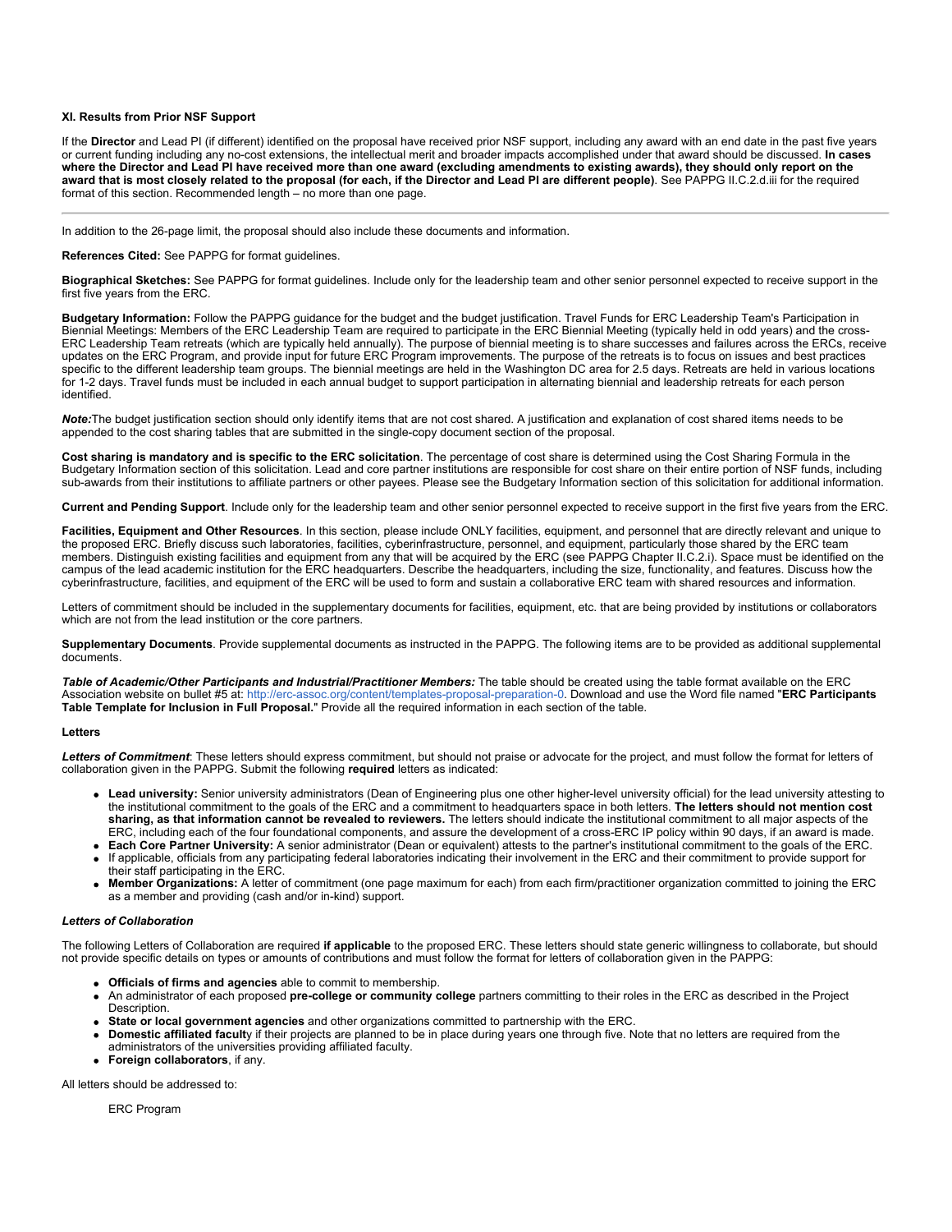**XI. Results from Prior NSF Support**

If the **Director** and Lead PI (if different) identified on the proposal have received prior NSF support, including any award with an end date in the past five years or current funding including any no-cost extensions, the intellectual merit and broader impacts accomplished under that award should be discussed. **In cases where the Director and Lead PI have received more than one award (excluding amendments to existing awards), they should only report on the award that is most closely related to the proposal (for each, if the Director and Lead PI are different people)**. See PAPPG II.C.2.d.iii for the required format of this section. Recommended length – no more than one page.

---

In addition to the 26-page limit, the proposal should also include these documents and information.

**References Cited:** See PAPPG for format guidelines.

**Biographical Sketches:** See PAPPG for format guidelines. Include only for the leadership team and other senior personnel expected to receive support in the first five years from the ERC.

**Budgetary Information:** Follow the PAPPG guidance for the budget and the budget justification. Travel Funds for ERC Leadership Team's Participation in Biennial Meetings: Members of the ERC Leadership Team are required to participate in the ERC Biennial Meeting (typically held in odd years) and the cross-ERC Leadership Team retreats (which are typically held annually). The purpose of biennial meeting is to share successes and failures across the ERCs, receive updates on the ERC Program, and provide input for future ERC Program improvements. The purpose of the retreats is to focus on issues and best practices specific to the different leadership team groups. The biennial meetings are held in the Washington DC area for 2.5 days. Retreats are held in various locations for 1-2 days. Travel funds must be included in each annual budget to support participation in alternating biennial and leadership retreats for each person identified.

***Note:***The budget justification section should only identify items that are not cost shared. A justification and explanation of cost shared items needs to be appended to the cost sharing tables that are submitted in the single-copy document section of the proposal.

**Cost sharing is mandatory and is specific to the ERC solicitation**. The percentage of cost share is determined using the Cost Sharing Formula in the Budgetary Information section of this solicitation. Lead and core partner institutions are responsible for cost share on their entire portion of NSF funds, including sub-awards from their institutions to affiliate partners or other payees. Please see the Budgetary Information section of this solicitation for additional information.

**Current and Pending Support**. Include only for the leadership team and other senior personnel expected to receive support in the first five years from the ERC.

**Facilities, Equipment and Other Resources**. In this section, please include ONLY facilities, equipment, and personnel that are directly relevant and unique to the proposed ERC. Briefly discuss such laboratories, facilities, cyberinfrastructure, personnel, and equipment, particularly those shared by the ERC team members. Distinguish existing facilities and equipment from any that will be acquired by the ERC (see PAPPG Chapter II.C.2.i). Space must be identified on the campus of the lead academic institution for the ERC headquarters. Describe the headquarters, including the size, functionality, and features. Discuss how the cyberinfrastructure, facilities, and equipment of the ERC will be used to form and sustain a collaborative ERC team with shared resources and information.

Letters of commitment should be included in the supplementary documents for facilities, equipment, etc. that are being provided by institutions or collaborators which are not from the lead institution or the core partners.

**Supplementary Documents**. Provide supplemental documents as instructed in the PAPPG. The following items are to be provided as additional supplemental documents.

***Table of Academic/Other Participants and Industrial/Practitioner Members:*** The table should be created using the table format available on the ERC Association website on bullet #5 at: http://erc-assoc.org/content/templates-proposal-preparation-0. Download and use the Word file named "**ERC Participants Table Template for Inclusion in Full Proposal.**" Provide all the required information in each section of the table.

**Letters**

***Letters of Commitment***: These letters should express commitment, but should not praise or advocate for the project, and must follow the format for letters of collaboration given in the PAPPG. Submit the following **required** letters as indicated:

- **Lead university:** Senior university administrators (Dean of Engineering plus one other higher-level university official) for the lead university attesting to the institutional commitment to the goals of the ERC and a commitment to headquarters space in both letters. **The letters should not mention cost sharing, as that information cannot be revealed to reviewers.** The letters should indicate the institutional commitment to all major aspects of the ERC, including each of the four foundational components, and assure the development of a cross-ERC IP policy within 90 days, if an award is made.
- **Each Core Partner University:** A senior administrator (Dean or equivalent) attests to the partner's institutional commitment to the goals of the ERC.
- If applicable, officials from any participating federal laboratories indicating their involvement in the ERC and their commitment to provide support for their staff participating in the ERC.
- **Member Organizations:** A letter of commitment (one page maximum for each) from each firm/practitioner organization committed to joining the ERC as a member and providing (cash and/or in-kind) support.

***Letters of Collaboration***

The following Letters of Collaboration are required **if applicable** to the proposed ERC. These letters should state generic willingness to collaborate, but should not provide specific details on types or amounts of contributions and must follow the format for letters of collaboration given in the PAPPG:

- **Officials of firms and agencies** able to commit to membership.
- An administrator of each proposed **pre-college or community college** partners committing to their roles in the ERC as described in the Project Description.
- **State or local government agencies** and other organizations committed to partnership with the ERC.
- **Domestic affiliated facult**y if their projects are planned to be in place during years one through five. Note that no letters are required from the administrators of the universities providing affiliated faculty.
- **Foreign collaborators**, if any.

All letters should be addressed to:

ERC Program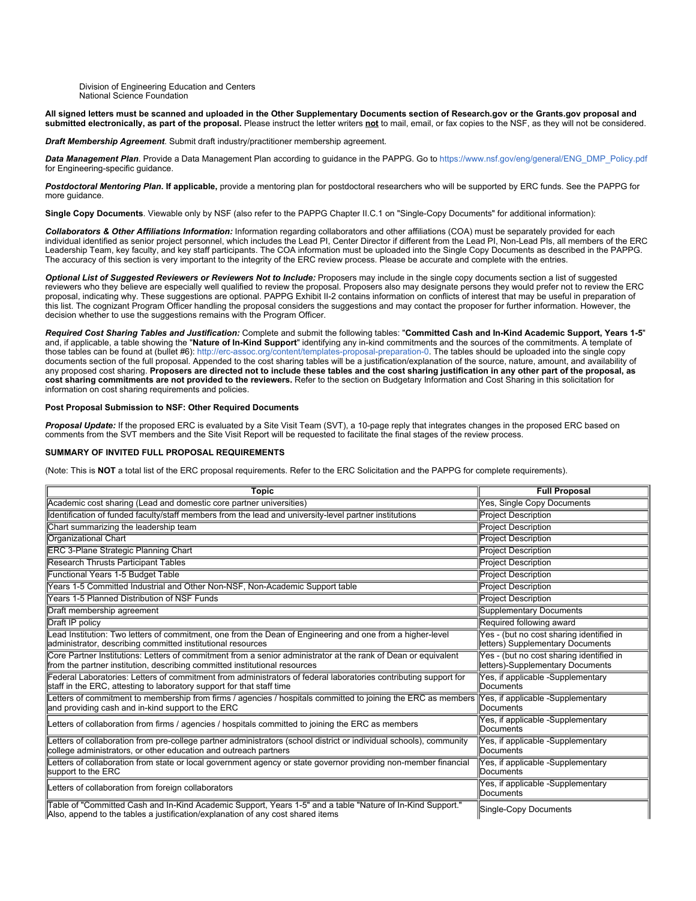Division of Engineering Education and Centers
National Science Foundation

**All signed letters must be scanned and uploaded in the Other Supplementary Documents section of Research.gov or the Grants.gov proposal and submitted electronically, as part of the proposal.** Please instruct the letter writers **not** to mail, email, or fax copies to the NSF, as they will not be considered.

***Draft Membership Agreement***. Submit draft industry/practitioner membership agreement.

***Data Management Plan***. Provide a Data Management Plan according to guidance in the PAPPG. Go to https://www.nsf.gov/eng/general/ENG_DMP_Policy.pdf for Engineering-specific guidance.

***Postdoctoral Mentoring Plan***. **If applicable,** provide a mentoring plan for postdoctoral researchers who will be supported by ERC funds. See the PAPPG for more guidance.

**Single Copy Documents**. Viewable only by NSF (also refer to the PAPPG Chapter II.C.1 on "Single-Copy Documents" for additional information):

***Collaborators & Other Affiliations Information:*** Information regarding collaborators and other affiliations (COA) must be separately provided for each individual identified as senior project personnel, which includes the Lead PI, Center Director if different from the Lead PI, Non-Lead PIs, all members of the ERC Leadership Team, key faculty, and key staff participants. The COA information must be uploaded into the Single Copy Documents as described in the PAPPG. The accuracy of this section is very important to the integrity of the ERC review process. Please be accurate and complete with the entries.

***Optional List of Suggested Reviewers or Reviewers Not to Include:*** Proposers may include in the single copy documents section a list of suggested reviewers who they believe are especially well qualified to review the proposal. Proposers also may designate persons they would prefer not to review the ERC proposal, indicating why. These suggestions are optional. PAPPG Exhibit II-2 contains information on conflicts of interest that may be useful in preparation of this list. The cognizant Program Officer handling the proposal considers the suggestions and may contact the proposer for further information. However, the decision whether to use the suggestions remains with the Program Officer.

***Required Cost Sharing Tables and Justification:*** Complete and submit the following tables: "**Committed Cash and In-Kind Academic Support, Years 1-5**" and, if applicable, a table showing the "**Nature of In-Kind Support**" identifying any in-kind commitments and the sources of the commitments. A template of those tables can be found at (bullet #6): http://erc-assoc.org/content/templates-proposal-preparation-0. The tables should be uploaded into the single copy documents section of the full proposal. Appended to the cost sharing tables will be a justification/explanation of the source, nature, amount, and availability of any proposed cost sharing. **Proposers are directed not to include these tables and the cost sharing justification in any other part of the proposal, as cost sharing commitments are not provided to the reviewers.** Refer to the section on Budgetary Information and Cost Sharing in this solicitation for information on cost sharing requirements and policies.

**Post Proposal Submission to NSF: Other Required Documents**

***Proposal Update:*** If the proposed ERC is evaluated by a Site Visit Team (SVT), a 10-page reply that integrates changes in the proposed ERC based on comments from the SVT members and the Site Visit Report will be requested to facilitate the final stages of the review process.

**SUMMARY OF INVITED FULL PROPOSAL REQUIREMENTS**

(Note: This is **NOT** a total list of the ERC proposal requirements. Refer to the ERC Solicitation and the PAPPG for complete requirements).

| Topic | Full Proposal |
|---|---|
| Academic cost sharing (Lead and domestic core partner universities) | Yes, Single Copy Documents |
| Identification of funded faculty/staff members from the lead and university-level partner institutions | Project Description |
| Chart summarizing the leadership team | Project Description |
| Organizational Chart | Project Description |
| ERC 3-Plane Strategic Planning Chart | Project Description |
| Research Thrusts Participant Tables | Project Description |
| Functional Years 1-5 Budget Table | Project Description |
| Years 1-5 Committed Industrial and Other Non-NSF, Non-Academic Support table | Project Description |
| Years 1-5 Planned Distribution of NSF Funds | Project Description |
| Draft membership agreement | Supplementary Documents |
| Draft IP policy | Required following award |
| Lead Institution: Two letters of commitment, one from the Dean of Engineering and one from a higher-level administrator, describing committed institutional resources | Yes - (but no cost sharing identified in letters) Supplementary Documents |
| Core Partner Institutions: Letters of commitment from a senior administrator at the rank of Dean or equivalent from the partner institution, describing committed institutional resources | Yes - (but no cost sharing identified in letters)-Supplementary Documents |
| Federal Laboratories: Letters of commitment from administrators of federal laboratories contributing support for staff in the ERC, attesting to laboratory support for that staff time | Yes, if applicable -Supplementary Documents |
| Letters of commitment to membership from firms / agencies / hospitals committed to joining the ERC as members and providing cash and in-kind support to the ERC | Yes, if applicable -Supplementary Documents |
| Letters of collaboration from firms / agencies / hospitals committed to joining the ERC as members | Yes, if applicable -Supplementary Documents |
| Letters of collaboration from pre-college partner administrators (school district or individual schools), community college administrators, or other education and outreach partners | Yes, if applicable -Supplementary Documents |
| Letters of collaboration from state or local government agency or state governor providing non-member financial support to the ERC | Yes, if applicable -Supplementary Documents |
| Letters of collaboration from foreign collaborators | Yes, if applicable -Supplementary Documents |
| Table of "Committed Cash and In-Kind Academic Support, Years 1-5" and a table "Nature of In-Kind Support." Also, append to the tables a justification/explanation of any cost shared items | Single-Copy Documents |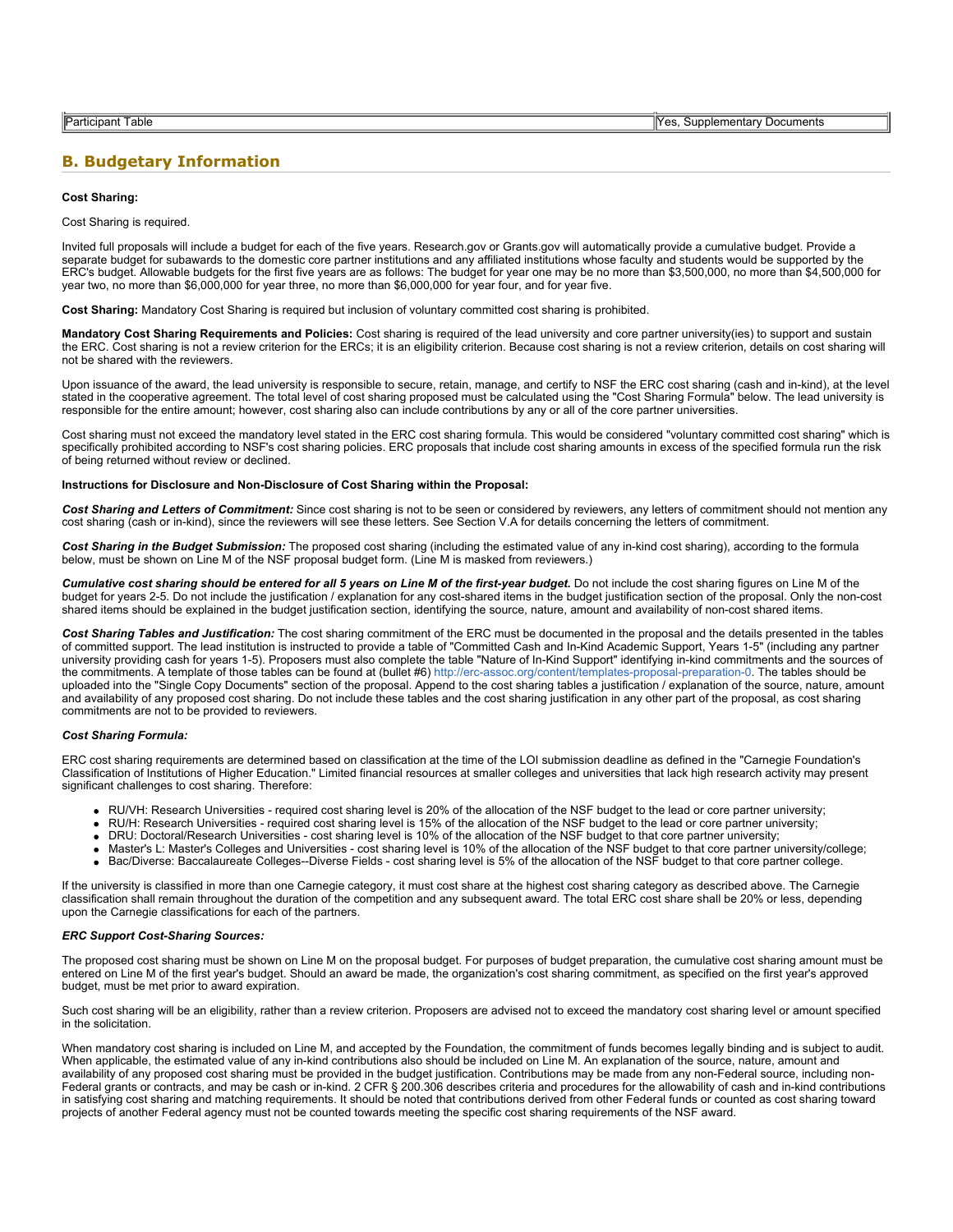| | |
|---|---|
| Participant Table | Yes, Supplementary Documents |

## B. Budgetary Information

**Cost Sharing:**

Cost Sharing is required.

Invited full proposals will include a budget for each of the five years. Research.gov or Grants.gov will automatically provide a cumulative budget. Provide a separate budget for subawards to the domestic core partner institutions and any affiliated institutions whose faculty and students would be supported by the ERC's budget. Allowable budgets for the first five years are as follows: The budget for year one may be no more than $3,500,000, no more than $4,500,000 for year two, no more than $6,000,000 for year three, no more than $6,000,000 for year four, and for year five.

**Cost Sharing:** Mandatory Cost Sharing is required but inclusion of voluntary committed cost sharing is prohibited.

**Mandatory Cost Sharing Requirements and Policies:** Cost sharing is required of the lead university and core partner university(ies) to support and sustain the ERC. Cost sharing is not a review criterion for the ERCs; it is an eligibility criterion. Because cost sharing is not a review criterion, details on cost sharing will not be shared with the reviewers.

Upon issuance of the award, the lead university is responsible to secure, retain, manage, and certify to NSF the ERC cost sharing (cash and in-kind), at the level stated in the cooperative agreement. The total level of cost sharing proposed must be calculated using the "Cost Sharing Formula" below. The lead university is responsible for the entire amount; however, cost sharing also can include contributions by any or all of the core partner universities.

Cost sharing must not exceed the mandatory level stated in the ERC cost sharing formula. This would be considered "voluntary committed cost sharing" which is specifically prohibited according to NSF's cost sharing policies. ERC proposals that include cost sharing amounts in excess of the specified formula run the risk of being returned without review or declined.

**Instructions for Disclosure and Non-Disclosure of Cost Sharing within the Proposal:**

***Cost Sharing and Letters of Commitment:*** Since cost sharing is not to be seen or considered by reviewers, any letters of commitment should not mention any cost sharing (cash or in-kind), since the reviewers will see these letters. See Section V.A for details concerning the letters of commitment.

***Cost Sharing in the Budget Submission:*** The proposed cost sharing (including the estimated value of any in-kind cost sharing), according to the formula below, must be shown on Line M of the NSF proposal budget form. (Line M is masked from reviewers.)

***Cumulative cost sharing should be entered for all 5 years on Line M of the first-year budget.*** Do not include the cost sharing figures on Line M of the budget for years 2-5. Do not include the justification / explanation for any cost-shared items in the budget justification section of the proposal. Only the non-cost shared items should be explained in the budget justification section, identifying the source, nature, amount and availability of non-cost shared items.

***Cost Sharing Tables and Justification:*** The cost sharing commitment of the ERC must be documented in the proposal and the details presented in the tables of committed support. The lead institution is instructed to provide a table of "Committed Cash and In-Kind Academic Support, Years 1-5" (including any partner university providing cash for years 1-5). Proposers must also complete the table "Nature of In-Kind Support" identifying in-kind commitments and the sources of the commitments. A template of those tables can be found at (bullet #6) http://erc-assoc.org/content/templates-proposal-preparation-0. The tables should be uploaded into the "Single Copy Documents" section of the proposal. Append to the cost sharing tables a justification / explanation of the source, nature, amount and availability of any proposed cost sharing. Do not include these tables and the cost sharing justification in any other part of the proposal, as cost sharing commitments are not to be provided to reviewers.

***Cost Sharing Formula:***

ERC cost sharing requirements are determined based on classification at the time of the LOI submission deadline as defined in the "Carnegie Foundation's Classification of Institutions of Higher Education." Limited financial resources at smaller colleges and universities that lack high research activity may present significant challenges to cost sharing. Therefore:

- RU/VH: Research Universities - required cost sharing level is 20% of the allocation of the NSF budget to the lead or core partner university;
- RU/H: Research Universities - required cost sharing level is 15% of the allocation of the NSF budget to the lead or core partner university;
- DRU: Doctoral/Research Universities - cost sharing level is 10% of the allocation of the NSF budget to that core partner university;
- Master's L: Master's Colleges and Universities - cost sharing level is 10% of the allocation of the NSF budget to that core partner university/college;
- Bac/Diverse: Baccalaureate Colleges--Diverse Fields - cost sharing level is 5% of the allocation of the NSF budget to that core partner college.

If the university is classified in more than one Carnegie category, it must cost share at the highest cost sharing category as described above. The Carnegie classification shall remain throughout the duration of the competition and any subsequent award. The total ERC cost share shall be 20% or less, depending upon the Carnegie classifications for each of the partners.

***ERC Support Cost-Sharing Sources:***

The proposed cost sharing must be shown on Line M on the proposal budget. For purposes of budget preparation, the cumulative cost sharing amount must be entered on Line M of the first year's budget. Should an award be made, the organization's cost sharing commitment, as specified on the first year's approved budget, must be met prior to award expiration.

Such cost sharing will be an eligibility, rather than a review criterion. Proposers are advised not to exceed the mandatory cost sharing level or amount specified in the solicitation.

When mandatory cost sharing is included on Line M, and accepted by the Foundation, the commitment of funds becomes legally binding and is subject to audit. When applicable, the estimated value of any in-kind contributions also should be included on Line M. An explanation of the source, nature, amount and availability of any proposed cost sharing must be provided in the budget justification. Contributions may be made from any non-Federal source, including non-Federal grants or contracts, and may be cash or in-kind. 2 CFR § 200.306 describes criteria and procedures for the allowability of cash and in-kind contributions in satisfying cost sharing and matching requirements. It should be noted that contributions derived from other Federal funds or counted as cost sharing toward projects of another Federal agency must not be counted towards meeting the specific cost sharing requirements of the NSF award.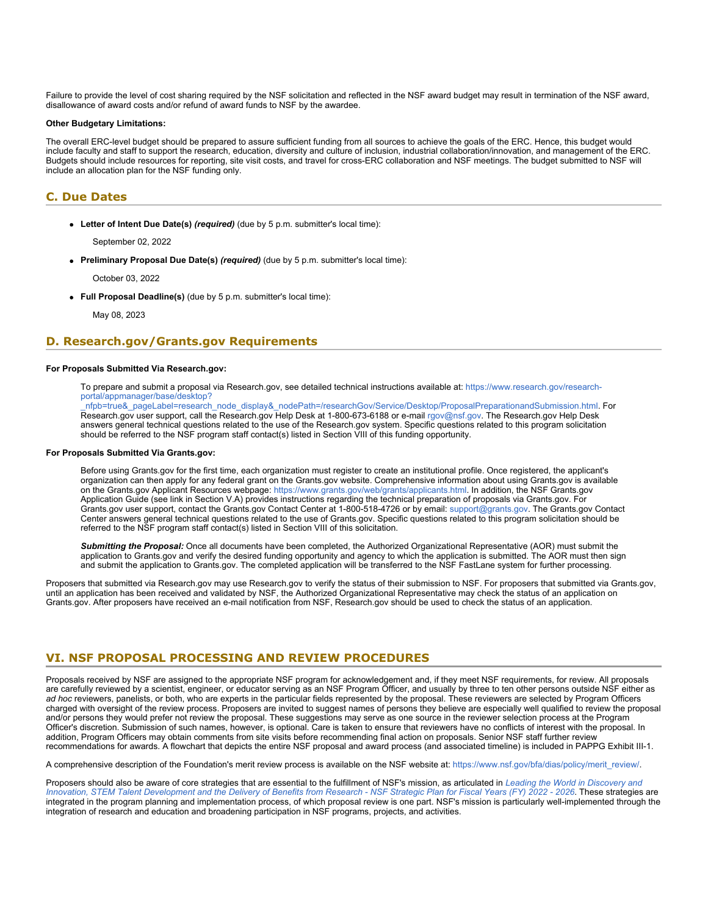Failure to provide the level of cost sharing required by the NSF solicitation and reflected in the NSF award budget may result in termination of the NSF award, disallowance of award costs and/or refund of award funds to NSF by the awardee.

**Other Budgetary Limitations:**

The overall ERC-level budget should be prepared to assure sufficient funding from all sources to achieve the goals of the ERC. Hence, this budget would include faculty and staff to support the research, education, diversity and culture of inclusion, industrial collaboration/innovation, and management of the ERC. Budgets should include resources for reporting, site visit costs, and travel for cross-ERC collaboration and NSF meetings. The budget submitted to NSF will include an allocation plan for the NSF funding only.

## C. Due Dates

- **Letter of Intent Due Date(s)** ***(required)*** (due by 5 p.m. submitter's local time):

  September 02, 2022

- **Preliminary Proposal Due Date(s)** ***(required)*** (due by 5 p.m. submitter's local time):

  October 03, 2022

- **Full Proposal Deadline(s)** (due by 5 p.m. submitter's local time):

  May 08, 2023

## D. Research.gov/Grants.gov Requirements

**For Proposals Submitted Via Research.gov:**

To prepare and submit a proposal via Research.gov, see detailed technical instructions available at: https://www.research.gov/research-portal/appmanager/base/desktop?_nfpb=true&_pageLabel=research_node_display&_nodePath=/researchGov/Service/Desktop/ProposalPreparationandSubmission.html. For Research.gov user support, call the Research.gov Help Desk at 1-800-673-6188 or e-mail rgov@nsf.gov. The Research.gov Help Desk answers general technical questions related to the use of the Research.gov system. Specific questions related to this program solicitation should be referred to the NSF program staff contact(s) listed in Section VIII of this funding opportunity.

**For Proposals Submitted Via Grants.gov:**

Before using Grants.gov for the first time, each organization must register to create an institutional profile. Once registered, the applicant's organization can then apply for any federal grant on the Grants.gov website. Comprehensive information about using Grants.gov is available on the Grants.gov Applicant Resources webpage: https://www.grants.gov/web/grants/applicants.html. In addition, the NSF Grants.gov Application Guide (see link in Section V.A) provides instructions regarding the technical preparation of proposals via Grants.gov. For Grants.gov user support, contact the Grants.gov Contact Center at 1-800-518-4726 or by email: support@grants.gov. The Grants.gov Contact Center answers general technical questions related to the use of Grants.gov. Specific questions related to this program solicitation should be referred to the NSF program staff contact(s) listed in Section VIII of this solicitation.

***Submitting the Proposal:*** Once all documents have been completed, the Authorized Organizational Representative (AOR) must submit the application to Grants.gov and verify the desired funding opportunity and agency to which the application is submitted. The AOR must then sign and submit the application to Grants.gov. The completed application will be transferred to the NSF FastLane system for further processing.

Proposers that submitted via Research.gov may use Research.gov to verify the status of their submission to NSF. For proposers that submitted via Grants.gov, until an application has been received and validated by NSF, the Authorized Organizational Representative may check the status of an application on Grants.gov. After proposers have received an e-mail notification from NSF, Research.gov should be used to check the status of an application.

# VI. NSF PROPOSAL PROCESSING AND REVIEW PROCEDURES

Proposals received by NSF are assigned to the appropriate NSF program for acknowledgement and, if they meet NSF requirements, for review. All proposals are carefully reviewed by a scientist, engineer, or educator serving as an NSF Program Officer, and usually by three to ten other persons outside NSF either as *ad hoc* reviewers, panelists, or both, who are experts in the particular fields represented by the proposal. These reviewers are selected by Program Officers charged with oversight of the review process. Proposers are invited to suggest names of persons they believe are especially well qualified to review the proposal and/or persons they would prefer not review the proposal. These suggestions may serve as one source in the reviewer selection process at the Program Officer's discretion. Submission of such names, however, is optional. Care is taken to ensure that reviewers have no conflicts of interest with the proposal. In addition, Program Officers may obtain comments from site visits before recommending final action on proposals. Senior NSF staff further review recommendations for awards. A flowchart that depicts the entire NSF proposal and award process (and associated timeline) is included in PAPPG Exhibit III-1.

A comprehensive description of the Foundation's merit review process is available on the NSF website at: https://www.nsf.gov/bfa/dias/policy/merit_review/.

Proposers should also be aware of core strategies that are essential to the fulfillment of NSF's mission, as articulated in *Leading the World in Discovery and Innovation, STEM Talent Development and the Delivery of Benefits from Research - NSF Strategic Plan for Fiscal Years (FY) 2022 - 2026*. These strategies are integrated in the program planning and implementation process, of which proposal review is one part. NSF's mission is particularly well-implemented through the integration of research and education and broadening participation in NSF programs, projects, and activities.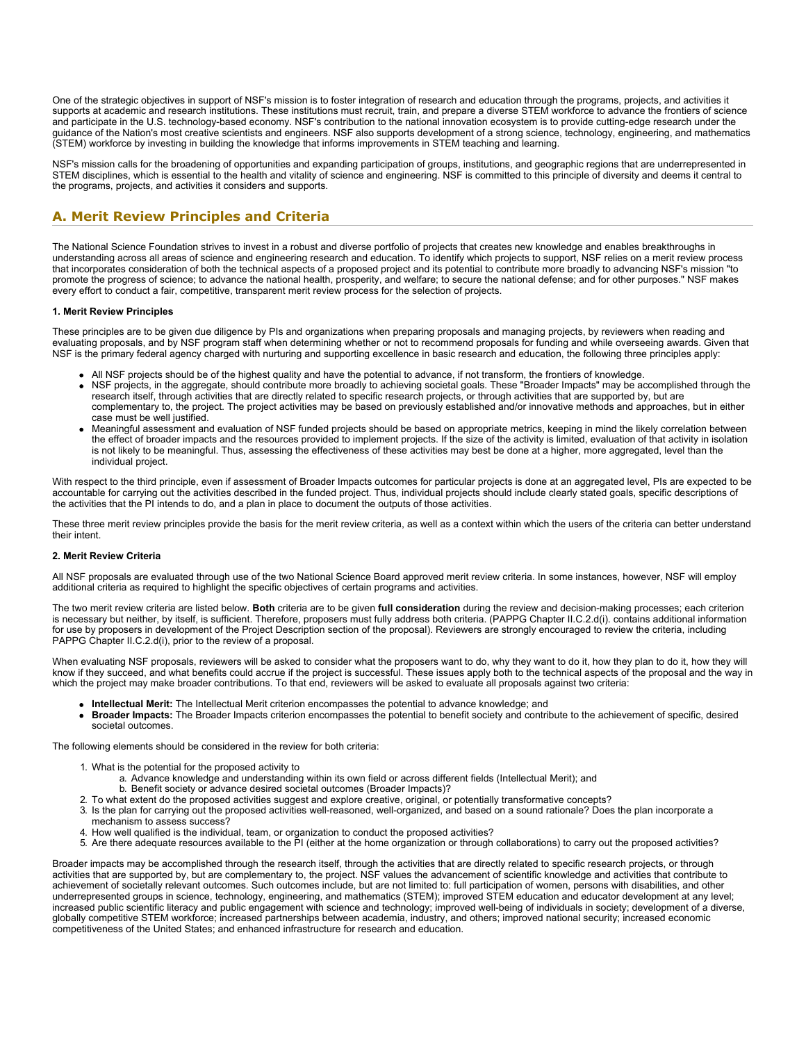One of the strategic objectives in support of NSF's mission is to foster integration of research and education through the programs, projects, and activities it supports at academic and research institutions. These institutions must recruit, train, and prepare a diverse STEM workforce to advance the frontiers of science and participate in the U.S. technology-based economy. NSF's contribution to the national innovation ecosystem is to provide cutting-edge research under the guidance of the Nation's most creative scientists and engineers. NSF also supports development of a strong science, technology, engineering, and mathematics (STEM) workforce by investing in building the knowledge that informs improvements in STEM teaching and learning.

NSF's mission calls for the broadening of opportunities and expanding participation of groups, institutions, and geographic regions that are underrepresented in STEM disciplines, which is essential to the health and vitality of science and engineering. NSF is committed to this principle of diversity and deems it central to the programs, projects, and activities it considers and supports.

## A. Merit Review Principles and Criteria

The National Science Foundation strives to invest in a robust and diverse portfolio of projects that creates new knowledge and enables breakthroughs in understanding across all areas of science and engineering research and education. To identify which projects to support, NSF relies on a merit review process that incorporates consideration of both the technical aspects of a proposed project and its potential to contribute more broadly to advancing NSF's mission "to promote the progress of science; to advance the national health, prosperity, and welfare; to secure the national defense; and for other purposes." NSF makes every effort to conduct a fair, competitive, transparent merit review process for the selection of projects.

**1. Merit Review Principles**

These principles are to be given due diligence by PIs and organizations when preparing proposals and managing projects, by reviewers when reading and evaluating proposals, and by NSF program staff when determining whether or not to recommend proposals for funding and while overseeing awards. Given that NSF is the primary federal agency charged with nurturing and supporting excellence in basic research and education, the following three principles apply:

- All NSF projects should be of the highest quality and have the potential to advance, if not transform, the frontiers of knowledge.
- NSF projects, in the aggregate, should contribute more broadly to achieving societal goals. These "Broader Impacts" may be accomplished through the research itself, through activities that are directly related to specific research projects, or through activities that are supported by, but are complementary to, the project. The project activities may be based on previously established and/or innovative methods and approaches, but in either case must be well justified.
- Meaningful assessment and evaluation of NSF funded projects should be based on appropriate metrics, keeping in mind the likely correlation between the effect of broader impacts and the resources provided to implement projects. If the size of the activity is limited, evaluation of that activity in isolation is not likely to be meaningful. Thus, assessing the effectiveness of these activities may best be done at a higher, more aggregated, level than the individual project.

With respect to the third principle, even if assessment of Broader Impacts outcomes for particular projects is done at an aggregated level, PIs are expected to be accountable for carrying out the activities described in the funded project. Thus, individual projects should include clearly stated goals, specific descriptions of the activities that the PI intends to do, and a plan in place to document the outputs of those activities.

These three merit review principles provide the basis for the merit review criteria, as well as a context within which the users of the criteria can better understand their intent.

**2. Merit Review Criteria**

All NSF proposals are evaluated through use of the two National Science Board approved merit review criteria. In some instances, however, NSF will employ additional criteria as required to highlight the specific objectives of certain programs and activities.

The two merit review criteria are listed below. **Both** criteria are to be given **full consideration** during the review and decision-making processes; each criterion is necessary but neither, by itself, is sufficient. Therefore, proposers must fully address both criteria. (PAPPG Chapter II.C.2.d(i). contains additional information for use by proposers in development of the Project Description section of the proposal). Reviewers are strongly encouraged to review the criteria, including PAPPG Chapter II.C.2.d(i), prior to the review of a proposal.

When evaluating NSF proposals, reviewers will be asked to consider what the proposers want to do, why they want to do it, how they plan to do it, how they will know if they succeed, and what benefits could accrue if the project is successful. These issues apply both to the technical aspects of the proposal and the way in which the project may make broader contributions. To that end, reviewers will be asked to evaluate all proposals against two criteria:

- **Intellectual Merit:** The Intellectual Merit criterion encompasses the potential to advance knowledge; and
- **Broader Impacts:** The Broader Impacts criterion encompasses the potential to benefit society and contribute to the achievement of specific, desired societal outcomes.

The following elements should be considered in the review for both criteria:

1. What is the potential for the proposed activity to
   a. Advance knowledge and understanding within its own field or across different fields (Intellectual Merit); and
   b. Benefit society or advance desired societal outcomes (Broader Impacts)?
2. To what extent do the proposed activities suggest and explore creative, original, or potentially transformative concepts?
3. Is the plan for carrying out the proposed activities well-reasoned, well-organized, and based on a sound rationale? Does the plan incorporate a mechanism to assess success?
4. How well qualified is the individual, team, or organization to conduct the proposed activities?
5. Are there adequate resources available to the PI (either at the home organization or through collaborations) to carry out the proposed activities?

Broader impacts may be accomplished through the research itself, through the activities that are directly related to specific research projects, or through activities that are supported by, but are complementary to, the project. NSF values the advancement of scientific knowledge and activities that contribute to achievement of societally relevant outcomes. Such outcomes include, but are not limited to: full participation of women, persons with disabilities, and other underrepresented groups in science, technology, engineering, and mathematics (STEM); improved STEM education and educator development at any level; increased public scientific literacy and public engagement with science and technology; improved well-being of individuals in society; development of a diverse, globally competitive STEM workforce; increased partnerships between academia, industry, and others; improved national security; increased economic competitiveness of the United States; and enhanced infrastructure for research and education.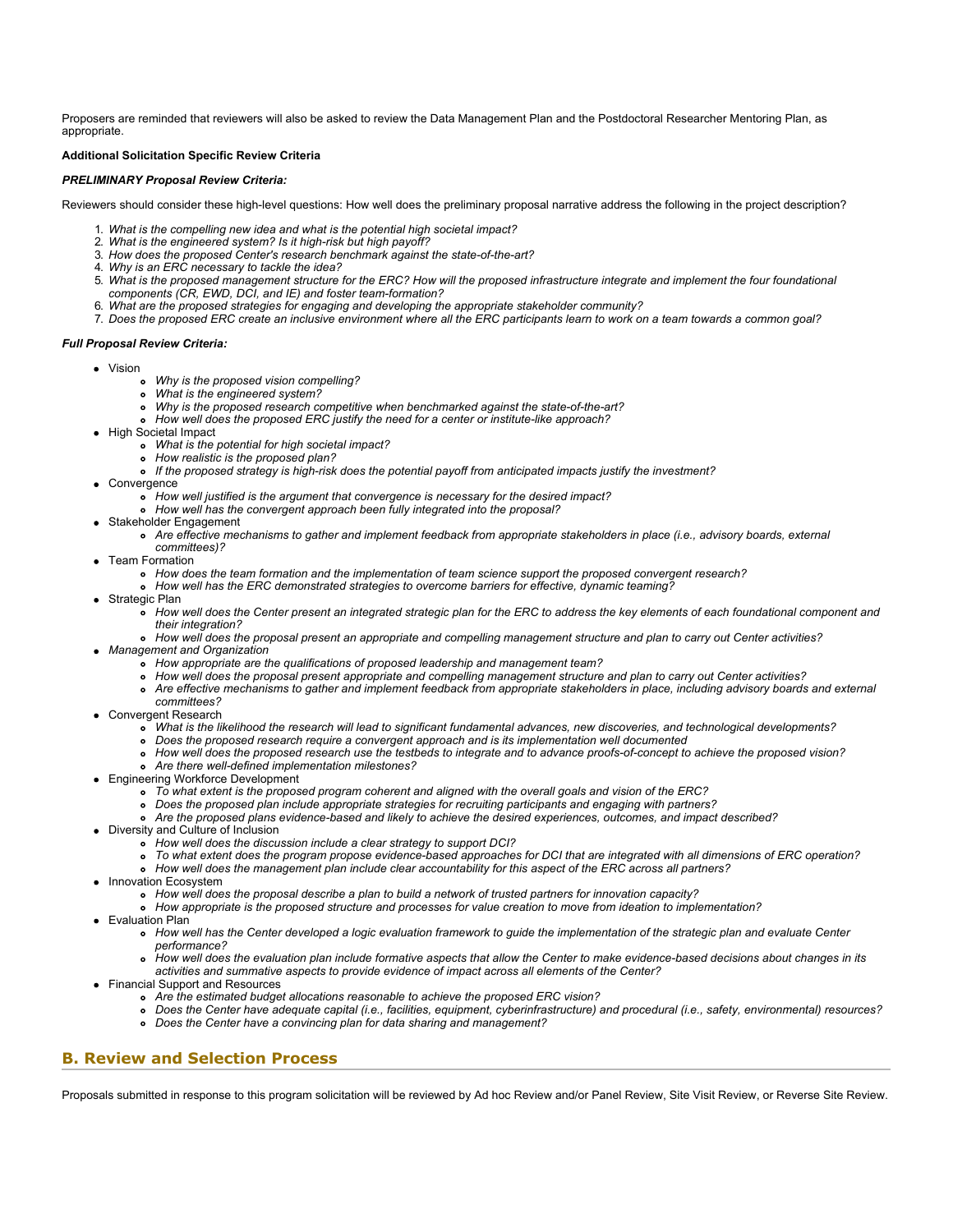Proposers are reminded that reviewers will also be asked to review the Data Management Plan and the Postdoctoral Researcher Mentoring Plan, as appropriate.

**Additional Solicitation Specific Review Criteria**

***PRELIMINARY Proposal Review Criteria:***

Reviewers should consider these high-level questions: How well does the preliminary proposal narrative address the following in the project description?

1. *What is the compelling new idea and what is the potential high societal impact?*
2. *What is the engineered system? Is it high-risk but high payoff?*
3. *How does the proposed Center's research benchmark against the state-of-the-art?*
4. *Why is an ERC necessary to tackle the idea?*
5. *What is the proposed management structure for the ERC? How will the proposed infrastructure integrate and implement the four foundational components (CR, EWD, DCI, and IE) and foster team-formation?*
6. *What are the proposed strategies for engaging and developing the appropriate stakeholder community?*
7. *Does the proposed ERC create an inclusive environment where all the ERC participants learn to work on a team towards a common goal?*

***Full Proposal Review Criteria:***

- Vision
  - *Why is the proposed vision compelling?*
  - *What is the engineered system?*
  - *Why is the proposed research competitive when benchmarked against the state-of-the-art?*
  - *How well does the proposed ERC justify the need for a center or institute-like approach?*
- High Societal Impact
  - *What is the potential for high societal impact?*
  - *How realistic is the proposed plan?*
  - *If the proposed strategy is high-risk does the potential payoff from anticipated impacts justify the investment?*
- Convergence
  - *How well justified is the argument that convergence is necessary for the desired impact?*
  - *How well has the convergent approach been fully integrated into the proposal?*
- Stakeholder Engagement
  - *Are effective mechanisms to gather and implement feedback from appropriate stakeholders in place (i.e., advisory boards, external committees)?*
- Team Formation
  - *How does the team formation and the implementation of team science support the proposed convergent research?*
  - *How well has the ERC demonstrated strategies to overcome barriers for effective, dynamic teaming?*
- Strategic Plan
  - *How well does the Center present an integrated strategic plan for the ERC to address the key elements of each foundational component and their integration?*
  - *How well does the proposal present an appropriate and compelling management structure and plan to carry out Center activities?*
- *Management and Organization*
  - *How appropriate are the qualifications of proposed leadership and management team?*
  - *How well does the proposal present appropriate and compelling management structure and plan to carry out Center activities?*
  - *Are effective mechanisms to gather and implement feedback from appropriate stakeholders in place, including advisory boards and external committees?*
- Convergent Research
  - *What is the likelihood the research will lead to significant fundamental advances, new discoveries, and technological developments?*
  - *Does the proposed research require a convergent approach and is its implementation well documented*
  - *How well does the proposed research use the testbeds to integrate and to advance proofs-of-concept to achieve the proposed vision?*
  - *Are there well-defined implementation milestones?*
- Engineering Workforce Development
  - *To what extent is the proposed program coherent and aligned with the overall goals and vision of the ERC?*
  - *Does the proposed plan include appropriate strategies for recruiting participants and engaging with partners?*
  - *Are the proposed plans evidence-based and likely to achieve the desired experiences, outcomes, and impact described?*
- Diversity and Culture of Inclusion
  - *How well does the discussion include a clear strategy to support DCI?*
  - *To what extent does the program propose evidence-based approaches for DCI that are integrated with all dimensions of ERC operation?*
  - *How well does the management plan include clear accountability for this aspect of the ERC across all partners?*
- Innovation Ecosystem
  - *How well does the proposal describe a plan to build a network of trusted partners for innovation capacity?*
  - *How appropriate is the proposed structure and processes for value creation to move from ideation to implementation?*
- Evaluation Plan
  - *How well has the Center developed a logic evaluation framework to guide the implementation of the strategic plan and evaluate Center performance?*
  - *How well does the evaluation plan include formative aspects that allow the Center to make evidence-based decisions about changes in its activities and summative aspects to provide evidence of impact across all elements of the Center?*
- Financial Support and Resources
  - *Are the estimated budget allocations reasonable to achieve the proposed ERC vision?*
  - *Does the Center have adequate capital (i.e., facilities, equipment, cyberinfrastructure) and procedural (i.e., safety, environmental) resources?*
  - *Does the Center have a convincing plan for data sharing and management?*

## B. Review and Selection Process

Proposals submitted in response to this program solicitation will be reviewed by Ad hoc Review and/or Panel Review, Site Visit Review, or Reverse Site Review.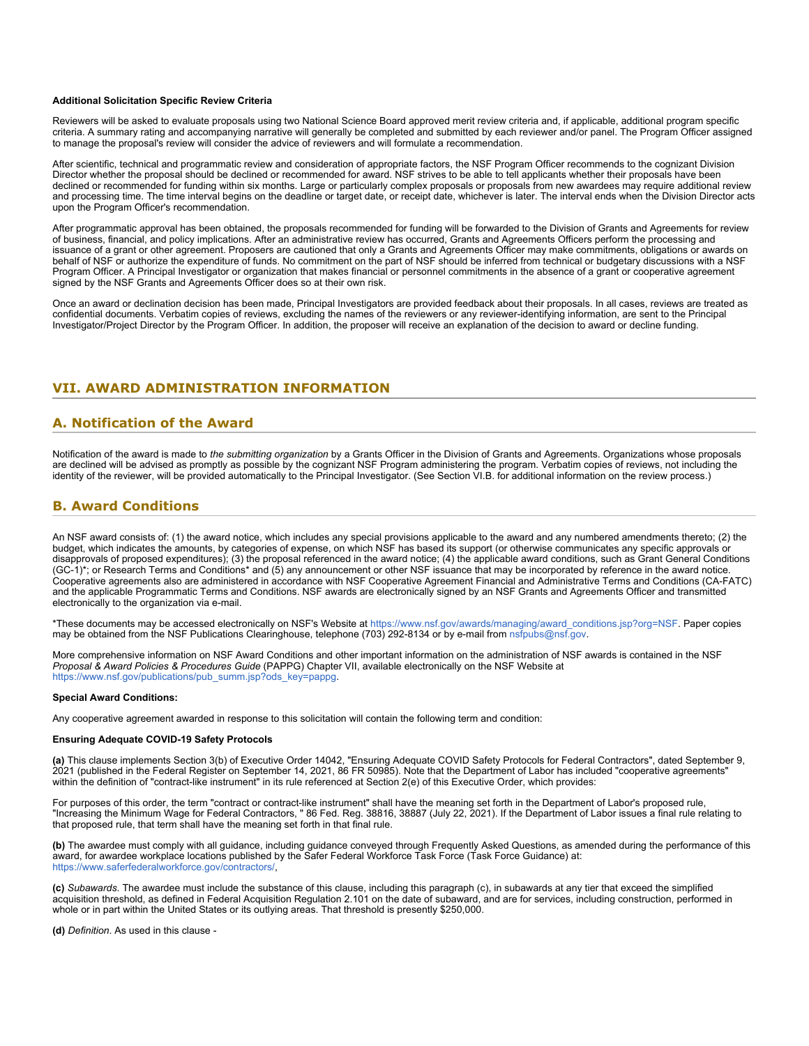**Additional Solicitation Specific Review Criteria**

Reviewers will be asked to evaluate proposals using two National Science Board approved merit review criteria and, if applicable, additional program specific criteria. A summary rating and accompanying narrative will generally be completed and submitted by each reviewer and/or panel. The Program Officer assigned to manage the proposal's review will consider the advice of reviewers and will formulate a recommendation.

After scientific, technical and programmatic review and consideration of appropriate factors, the NSF Program Officer recommends to the cognizant Division Director whether the proposal should be declined or recommended for award. NSF strives to be able to tell applicants whether their proposals have been declined or recommended for funding within six months. Large or particularly complex proposals or proposals from new awardees may require additional review and processing time. The time interval begins on the deadline or target date, or receipt date, whichever is later. The interval ends when the Division Director acts upon the Program Officer's recommendation.

After programmatic approval has been obtained, the proposals recommended for funding will be forwarded to the Division of Grants and Agreements for review of business, financial, and policy implications. After an administrative review has occurred, Grants and Agreements Officers perform the processing and issuance of a grant or other agreement. Proposers are cautioned that only a Grants and Agreements Officer may make commitments, obligations or awards on behalf of NSF or authorize the expenditure of funds. No commitment on the part of NSF should be inferred from technical or budgetary discussions with a NSF Program Officer. A Principal Investigator or organization that makes financial or personnel commitments in the absence of a grant or cooperative agreement signed by the NSF Grants and Agreements Officer does so at their own risk.

Once an award or declination decision has been made, Principal Investigators are provided feedback about their proposals. In all cases, reviews are treated as confidential documents. Verbatim copies of reviews, excluding the names of the reviewers or any reviewer-identifying information, are sent to the Principal Investigator/Project Director by the Program Officer. In addition, the proposer will receive an explanation of the decision to award or decline funding.

## VII. AWARD ADMINISTRATION INFORMATION

### A. Notification of the Award

Notification of the award is made to *the submitting organization* by a Grants Officer in the Division of Grants and Agreements. Organizations whose proposals are declined will be advised as promptly as possible by the cognizant NSF Program administering the program. Verbatim copies of reviews, not including the identity of the reviewer, will be provided automatically to the Principal Investigator. (See Section VI.B. for additional information on the review process.)

### B. Award Conditions

An NSF award consists of: (1) the award notice, which includes any special provisions applicable to the award and any numbered amendments thereto; (2) the budget, which indicates the amounts, by categories of expense, on which NSF has based its support (or otherwise communicates any specific approvals or disapprovals of proposed expenditures); (3) the proposal referenced in the award notice; (4) the applicable award conditions, such as Grant General Conditions (GC-1)*; or Research Terms and Conditions* and (5) any announcement or other NSF issuance that may be incorporated by reference in the award notice. Cooperative agreements also are administered in accordance with NSF Cooperative Agreement Financial and Administrative Terms and Conditions (CA-FATC) and the applicable Programmatic Terms and Conditions. NSF awards are electronically signed by an NSF Grants and Agreements Officer and transmitted electronically to the organization via e-mail.

*These documents may be accessed electronically on NSF's Website at https://www.nsf.gov/awards/managing/award_conditions.jsp?org=NSF. Paper copies may be obtained from the NSF Publications Clearinghouse, telephone (703) 292-8134 or by e-mail from nsfpubs@nsf.gov.

More comprehensive information on NSF Award Conditions and other important information on the administration of NSF awards is contained in the NSF *Proposal & Award Policies & Procedures Guide* (PAPPG) Chapter VII, available electronically on the NSF Website at https://www.nsf.gov/publications/pub_summ.jsp?ods_key=pappg.

**Special Award Conditions:**

Any cooperative agreement awarded in response to this solicitation will contain the following term and condition:

**Ensuring Adequate COVID-19 Safety Protocols**

**(a)** This clause implements Section 3(b) of Executive Order 14042, "Ensuring Adequate COVID Safety Protocols for Federal Contractors", dated September 9, 2021 (published in the Federal Register on September 14, 2021, 86 FR 50985). Note that the Department of Labor has included "cooperative agreements" within the definition of "contract-like instrument" in its rule referenced at Section 2(e) of this Executive Order, which provides:

For purposes of this order, the term "contract or contract-like instrument" shall have the meaning set forth in the Department of Labor's proposed rule, "Increasing the Minimum Wage for Federal Contractors, " 86 Fed. Reg. 38816, 38887 (July 22, 2021). If the Department of Labor issues a final rule relating to that proposed rule, that term shall have the meaning set forth in that final rule.

**(b)** The awardee must comply with all guidance, including guidance conveyed through Frequently Asked Questions, as amended during the performance of this award, for awardee workplace locations published by the Safer Federal Workforce Task Force (Task Force Guidance) at: https://www.saferfederalworkforce.gov/contractors/,

**(c)** *Subawards*. The awardee must include the substance of this clause, including this paragraph (c), in subawards at any tier that exceed the simplified acquisition threshold, as defined in Federal Acquisition Regulation 2.101 on the date of subaward, and are for services, including construction, performed in whole or in part within the United States or its outlying areas. That threshold is presently $250,000.

**(d)** *Definition*. As used in this clause -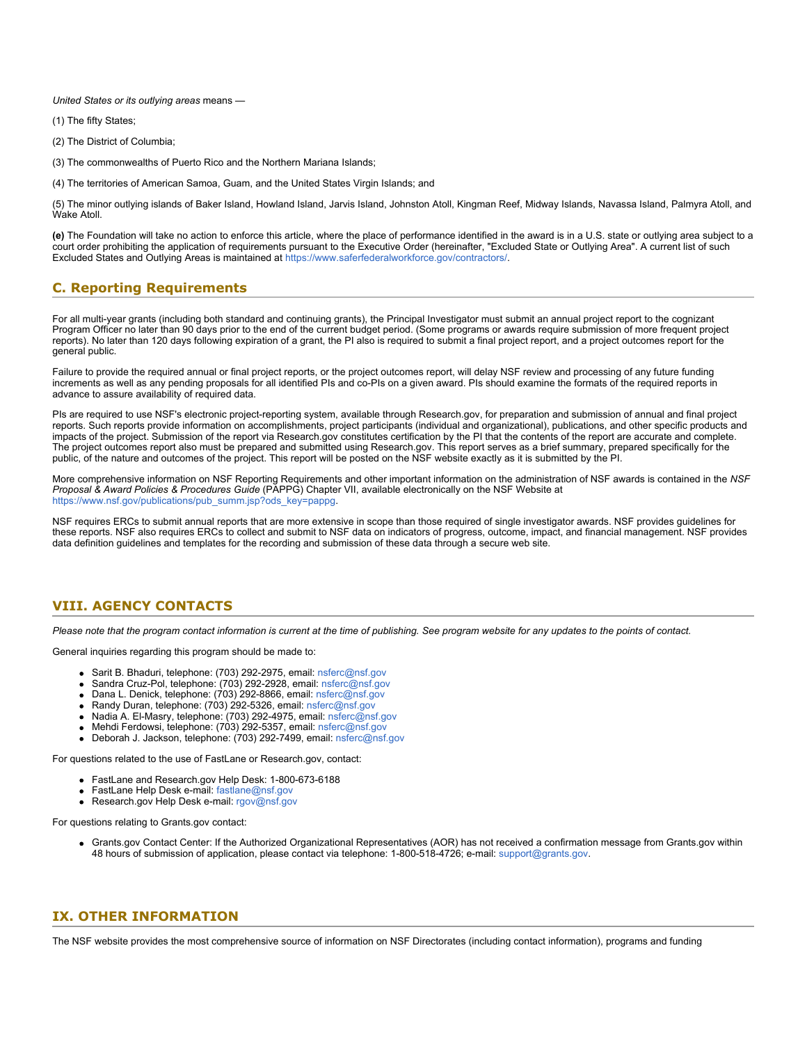*United States or its outlying areas* means —

(1) The fifty States;

(2) The District of Columbia;

(3) The commonwealths of Puerto Rico and the Northern Mariana Islands;

(4) The territories of American Samoa, Guam, and the United States Virgin Islands; and

(5) The minor outlying islands of Baker Island, Howland Island, Jarvis Island, Johnston Atoll, Kingman Reef, Midway Islands, Navassa Island, Palmyra Atoll, and Wake Atoll.

**(e)** The Foundation will take no action to enforce this article, where the place of performance identified in the award is in a U.S. state or outlying area subject to a court order prohibiting the application of requirements pursuant to the Executive Order (hereinafter, "Excluded State or Outlying Area". A current list of such Excluded States and Outlying Areas is maintained at https://www.saferfederalworkforce.gov/contractors/.

## C. Reporting Requirements

For all multi-year grants (including both standard and continuing grants), the Principal Investigator must submit an annual project report to the cognizant Program Officer no later than 90 days prior to the end of the current budget period. (Some programs or awards require submission of more frequent project reports). No later than 120 days following expiration of a grant, the PI also is required to submit a final project report, and a project outcomes report for the general public.

Failure to provide the required annual or final project reports, or the project outcomes report, will delay NSF review and processing of any future funding increments as well as any pending proposals for all identified PIs and co-PIs on a given award. PIs should examine the formats of the required reports in advance to assure availability of required data.

PIs are required to use NSF's electronic project-reporting system, available through Research.gov, for preparation and submission of annual and final project reports. Such reports provide information on accomplishments, project participants (individual and organizational), publications, and other specific products and impacts of the project. Submission of the report via Research.gov constitutes certification by the PI that the contents of the report are accurate and complete. The project outcomes report also must be prepared and submitted using Research.gov. This report serves as a brief summary, prepared specifically for the public, of the nature and outcomes of the project. This report will be posted on the NSF website exactly as it is submitted by the PI.

More comprehensive information on NSF Reporting Requirements and other important information on the administration of NSF awards is contained in the *NSF Proposal & Award Policies & Procedures Guide* (PAPPG) Chapter VII, available electronically on the NSF Website at https://www.nsf.gov/publications/pub_summ.jsp?ods_key=pappg.

NSF requires ERCs to submit annual reports that are more extensive in scope than those required of single investigator awards. NSF provides guidelines for these reports. NSF also requires ERCs to collect and submit to NSF data on indicators of progress, outcome, impact, and financial management. NSF provides data definition guidelines and templates for the recording and submission of these data through a secure web site.

## VIII. AGENCY CONTACTS

*Please note that the program contact information is current at the time of publishing. See program website for any updates to the points of contact.*

General inquiries regarding this program should be made to:

- Sarit B. Bhaduri, telephone: (703) 292-2975, email: nsferc@nsf.gov
- Sandra Cruz-Pol, telephone: (703) 292-2928, email: nsferc@nsf.gov
- Dana L. Denick, telephone: (703) 292-8866, email: nsferc@nsf.gov
- Randy Duran, telephone: (703) 292-5326, email: nsferc@nsf.gov
- Nadia A. El-Masry, telephone: (703) 292-4975, email: nsferc@nsf.gov
- Mehdi Ferdowsi, telephone: (703) 292-5357, email: nsferc@nsf.gov
- Deborah J. Jackson, telephone: (703) 292-7499, email: nsferc@nsf.gov

For questions related to the use of FastLane or Research.gov, contact:

- FastLane and Research.gov Help Desk: 1-800-673-6188
- FastLane Help Desk e-mail: fastlane@nsf.gov
- Research.gov Help Desk e-mail: rgov@nsf.gov

For questions relating to Grants.gov contact:

- Grants.gov Contact Center: If the Authorized Organizational Representatives (AOR) has not received a confirmation message from Grants.gov within 48 hours of submission of application, please contact via telephone: 1-800-518-4726; e-mail: support@grants.gov.

## IX. OTHER INFORMATION

The NSF website provides the most comprehensive source of information on NSF Directorates (including contact information), programs and funding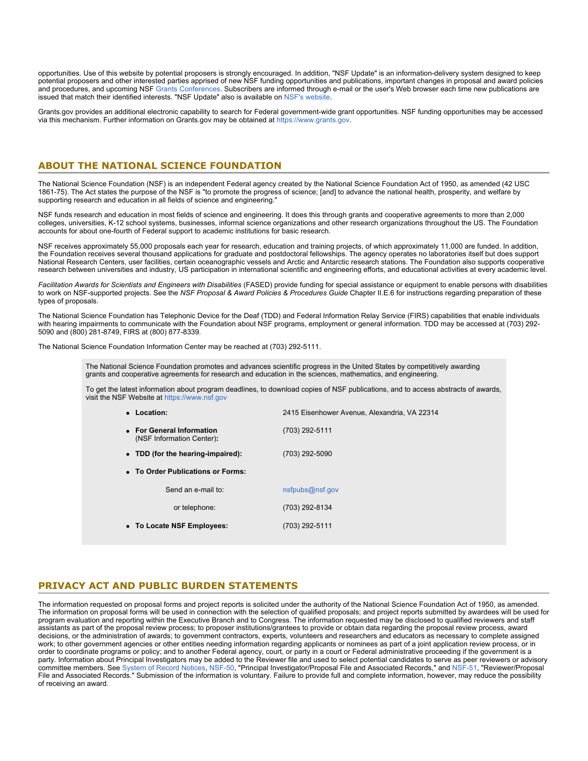opportunities. Use of this website by potential proposers is strongly encouraged. In addition, "NSF Update" is an information-delivery system designed to keep potential proposers and other interested parties apprised of new NSF funding opportunities and publications, important changes in proposal and award policies and procedures, and upcoming NSF Grants Conferences. Subscribers are informed through e-mail or the user's Web browser each time new publications are issued that match their identified interests. "NSF Update" also is available on NSF's website.

Grants.gov provides an additional electronic capability to search for Federal government-wide grant opportunities. NSF funding opportunities may be accessed via this mechanism. Further information on Grants.gov may be obtained at https://www.grants.gov.

## ABOUT THE NATIONAL SCIENCE FOUNDATION

The National Science Foundation (NSF) is an independent Federal agency created by the National Science Foundation Act of 1950, as amended (42 USC 1861-75). The Act states the purpose of the NSF is "to promote the progress of science; [and] to advance the national health, prosperity, and welfare by supporting research and education in all fields of science and engineering."

NSF funds research and education in most fields of science and engineering. It does this through grants and cooperative agreements to more than 2,000 colleges, universities, K-12 school systems, businesses, informal science organizations and other research organizations throughout the US. The Foundation accounts for about one-fourth of Federal support to academic institutions for basic research.

NSF receives approximately 55,000 proposals each year for research, education and training projects, of which approximately 11,000 are funded. In addition, the Foundation receives several thousand applications for graduate and postdoctoral fellowships. The agency operates no laboratories itself but does support National Research Centers, user facilities, certain oceanographic vessels and Arctic and Antarctic research stations. The Foundation also supports cooperative research between universities and industry, US participation in international scientific and engineering efforts, and educational activities at every academic level.

*Facilitation Awards for Scientists and Engineers with Disabilities* (FASED) provide funding for special assistance or equipment to enable persons with disabilities to work on NSF-supported projects. See the *NSF Proposal & Award Policies & Procedures Guide* Chapter II.E.6 for instructions regarding preparation of these types of proposals.

The National Science Foundation has Telephonic Device for the Deaf (TDD) and Federal Information Relay Service (FIRS) capabilities that enable individuals with hearing impairments to communicate with the Foundation about NSF programs, employment or general information. TDD may be accessed at (703) 292-5090 and (800) 281-8749, FIRS at (800) 877-8339.

The National Science Foundation Information Center may be reached at (703) 292-5111.

The National Science Foundation promotes and advances scientific progress in the United States by competitively awarding grants and cooperative agreements for research and education in the sciences, mathematics, and engineering.

To get the latest information about program deadlines, to download copies of NSF publications, and to access abstracts of awards, visit the NSF Website at https://www.nsf.gov

- **Location:** 2415 Eisenhower Avenue, Alexandria, VA 22314
- **For General Information** (NSF Information Center)**:** (703) 292-5111
- **TDD (for the hearing-impaired):** (703) 292-5090
- **To Order Publications or Forms:**
  - Send an e-mail to: nsfpubs@nsf.gov
  - or telephone: (703) 292-8134
- **To Locate NSF Employees:** (703) 292-5111

## PRIVACY ACT AND PUBLIC BURDEN STATEMENTS

The information requested on proposal forms and project reports is solicited under the authority of the National Science Foundation Act of 1950, as amended. The information on proposal forms will be used in connection with the selection of qualified proposals; and project reports submitted by awardees will be used for program evaluation and reporting within the Executive Branch and to Congress. The information requested may be disclosed to qualified reviewers and staff assistants as part of the proposal review process; to proposer institutions/grantees to provide or obtain data regarding the proposal review process, award decisions, or the administration of awards; to government contractors, experts, volunteers and researchers and educators as necessary to complete assigned work; to other government agencies or other entities needing information regarding applicants or nominees as part of a joint application review process, or in order to coordinate programs or policy; and to another Federal agency, court, or party in a court or Federal administrative proceeding if the government is a party. Information about Principal Investigators may be added to the Reviewer file and used to select potential candidates to serve as peer reviewers or advisory committee members. See System of Record Notices, NSF-50, "Principal Investigator/Proposal File and Associated Records," and NSF-51, "Reviewer/Proposal File and Associated Records." Submission of the information is voluntary. Failure to provide full and complete information, however, may reduce the possibility of receiving an award.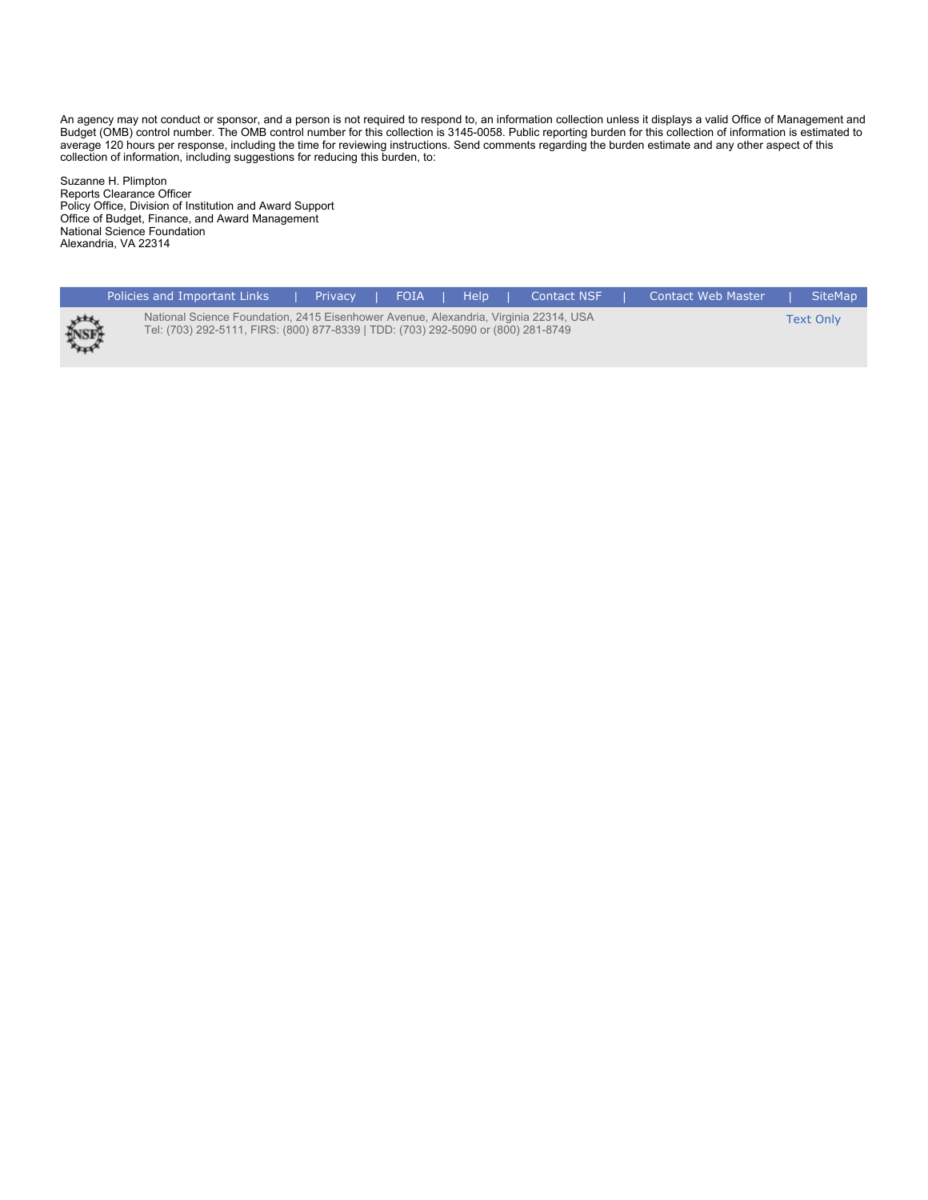An agency may not conduct or sponsor, and a person is not required to respond to, an information collection unless it displays a valid Office of Management and Budget (OMB) control number. The OMB control number for this collection is 3145-0058. Public reporting burden for this collection of information is estimated to average 120 hours per response, including the time for reviewing instructions. Send comments regarding the burden estimate and any other aspect of this collection of information, including suggestions for reducing this burden, to:

Suzanne H. Plimpton
Reports Clearance Officer
Policy Office, Division of Institution and Award Support
Office of Budget, Finance, and Award Management
National Science Foundation
Alexandria, VA 22314

Policies and Important Links | Privacy | FOIA | Help | Contact NSF | Contact Web Master | SiteMap

National Science Foundation, 2415 Eisenhower Avenue, Alexandria, Virginia 22314, USA
Tel: (703) 292-5111, FIRS: (800) 877-8339 | TDD: (703) 292-5090 or (800) 281-8749

Text Only